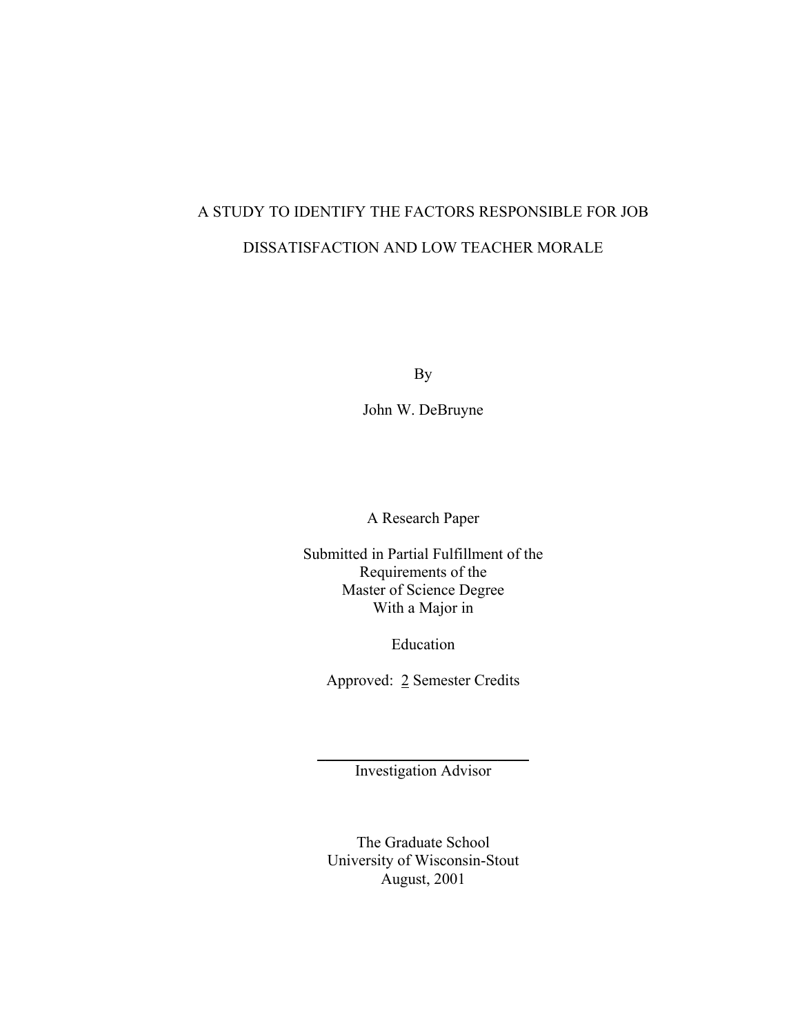# A STUDY TO IDENTIFY THE FACTORS RESPONSIBLE FOR JOB DISSATISFACTION AND LOW TEACHER MORALE

By

John W. DeBruyne

A Research Paper

Submitted in Partial Fulfillment of the
Requirements of the
Master of Science Degree
With a Major in

Education

Approved: 2 Semester Credits

Investigation Advisor

The Graduate School
University of Wisconsin-Stout
August, 2001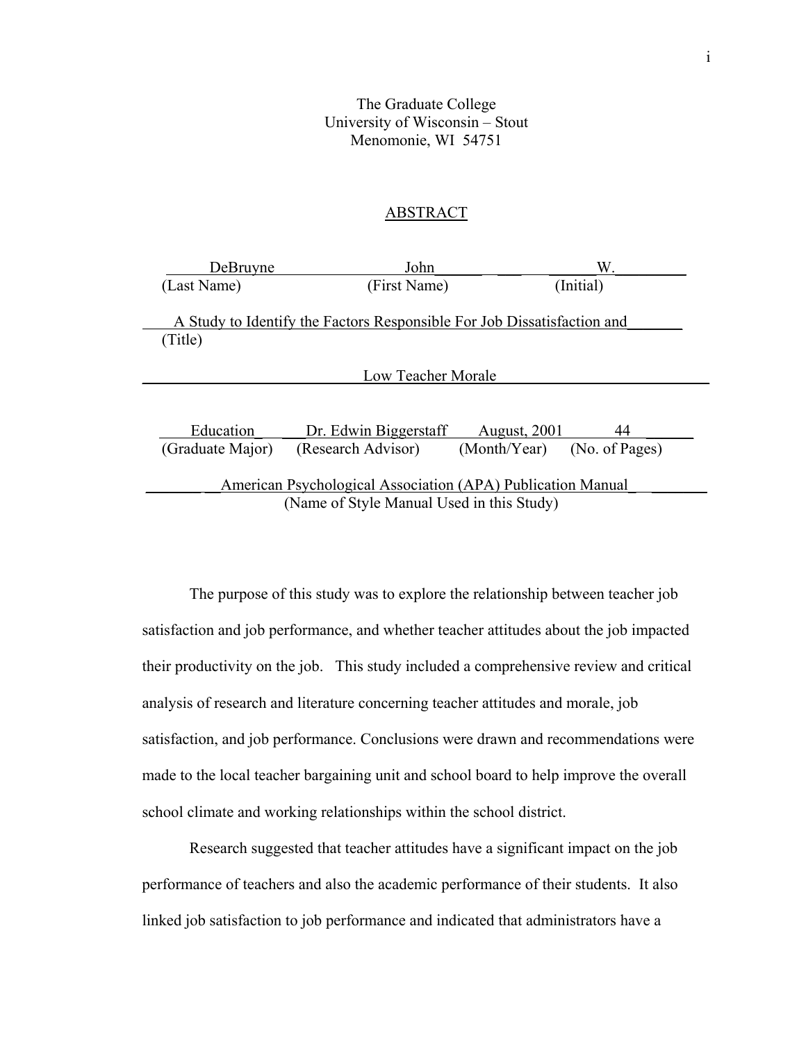The Graduate College
University of Wisconsin – Stout
Menomonie, WI 54751

## ABSTRACT

| DeBruyne | John | W. |
|---|---|---|
| (Last Name) | (First Name) | (Initial) |

A Study to Identify the Factors Responsible For Job Dissatisfaction and Low Teacher Morale
(Title)

| Education | Dr. Edwin Biggerstaff | August, 2001 | 44 |
|---|---|---|---|
| (Graduate Major) | (Research Advisor) | (Month/Year) | (No. of Pages) |

American Psychological Association (APA) Publication Manual
(Name of Style Manual Used in this Study)

The purpose of this study was to explore the relationship between teacher job satisfaction and job performance, and whether teacher attitudes about the job impacted their productivity on the job. This study included a comprehensive review and critical analysis of research and literature concerning teacher attitudes and morale, job satisfaction, and job performance. Conclusions were drawn and recommendations were made to the local teacher bargaining unit and school board to help improve the overall school climate and working relationships within the school district.

Research suggested that teacher attitudes have a significant impact on the job performance of teachers and also the academic performance of their students. It also linked job satisfaction to job performance and indicated that administrators have a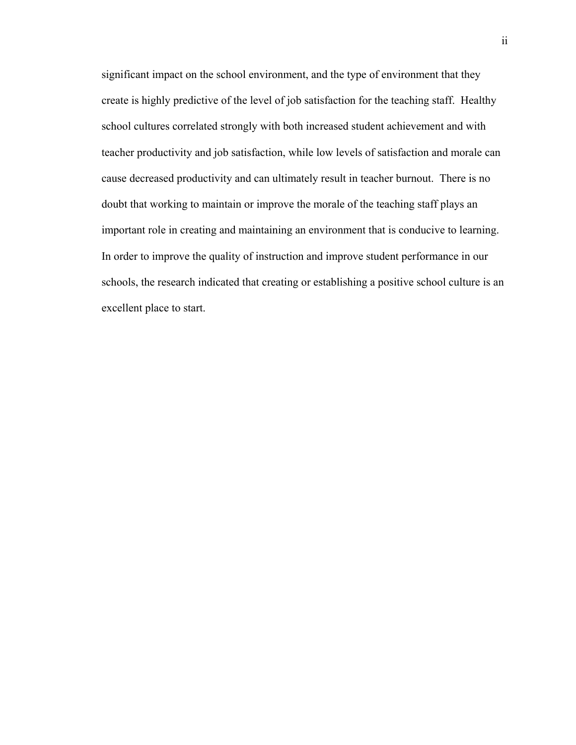significant impact on the school environment, and the type of environment that they create is highly predictive of the level of job satisfaction for the teaching staff. Healthy school cultures correlated strongly with both increased student achievement and with teacher productivity and job satisfaction, while low levels of satisfaction and morale can cause decreased productivity and can ultimately result in teacher burnout. There is no doubt that working to maintain or improve the morale of the teaching staff plays an important role in creating and maintaining an environment that is conducive to learning. In order to improve the quality of instruction and improve student performance in our schools, the research indicated that creating or establishing a positive school culture is an excellent place to start.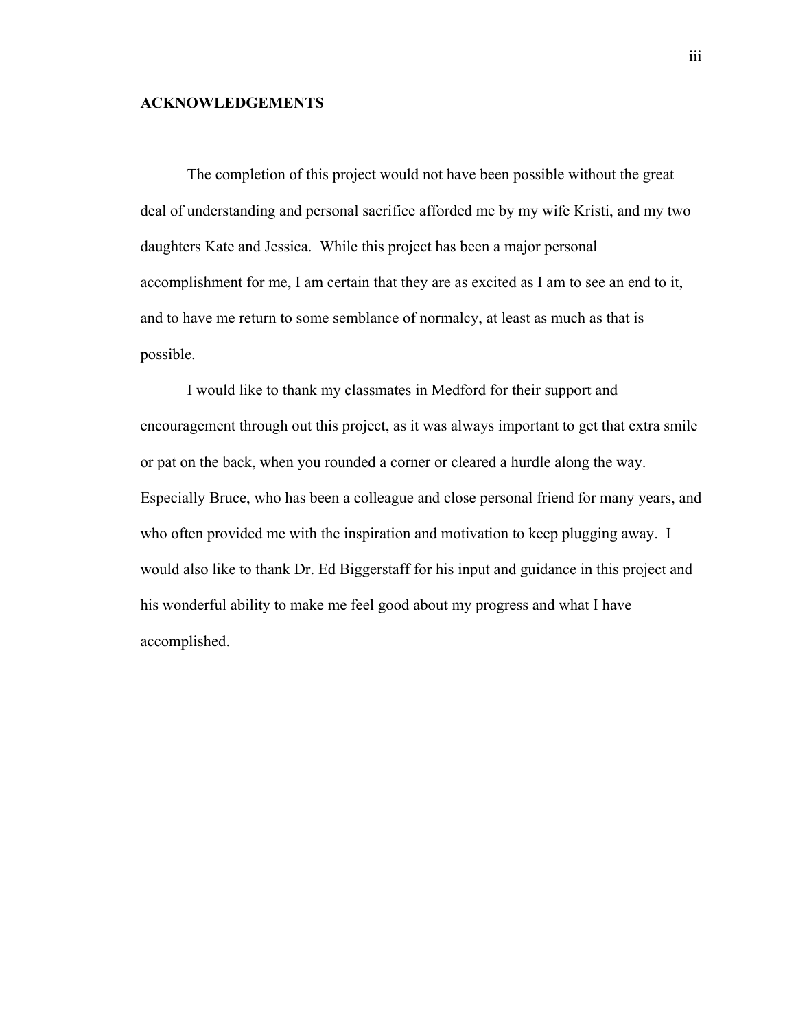## ACKNOWLEDGEMENTS

The completion of this project would not have been possible without the great deal of understanding and personal sacrifice afforded me by my wife Kristi, and my two daughters Kate and Jessica. While this project has been a major personal accomplishment for me, I am certain that they are as excited as I am to see an end to it, and to have me return to some semblance of normalcy, at least as much as that is possible.

I would like to thank my classmates in Medford for their support and encouragement through out this project, as it was always important to get that extra smile or pat on the back, when you rounded a corner or cleared a hurdle along the way. Especially Bruce, who has been a colleague and close personal friend for many years, and who often provided me with the inspiration and motivation to keep plugging away. I would also like to thank Dr. Ed Biggerstaff for his input and guidance in this project and his wonderful ability to make me feel good about my progress and what I have accomplished.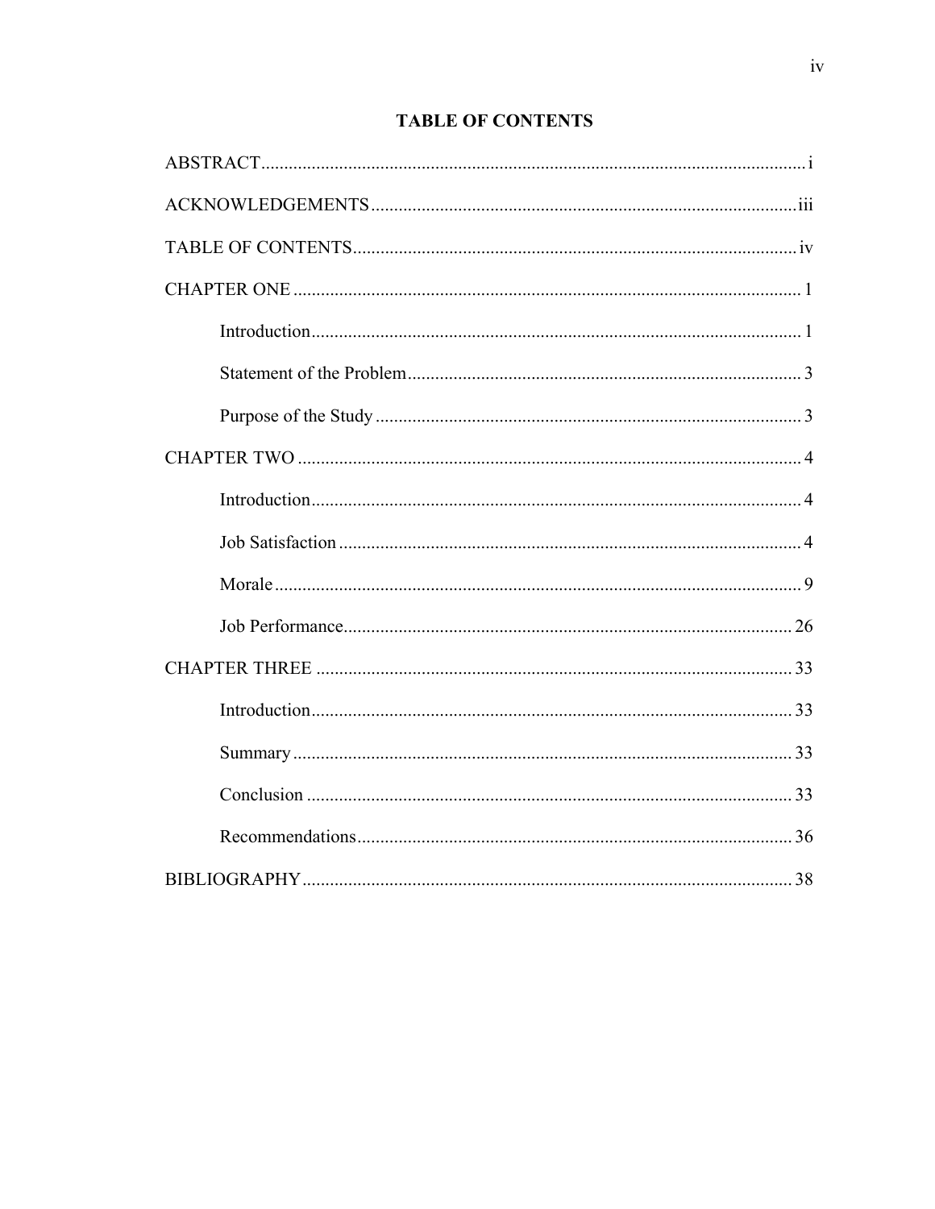# TABLE OF CONTENTS

ABSTRACT ........ i

ACKNOWLEDGEMENTS ........ iii

TABLE OF CONTENTS ........ iv

CHAPTER ONE ........ 1

- Introduction ........ 1
- Statement of the Problem ........ 3
- Purpose of the Study ........ 3

CHAPTER TWO ........ 4

- Introduction ........ 4
- Job Satisfaction ........ 4
- Morale ........ 9
- Job Performance ........ 26

CHAPTER THREE ........ 33

- Introduction ........ 33
- Summary ........ 33
- Conclusion ........ 33
- Recommendations ........ 36

BIBLIOGRAPHY ........ 38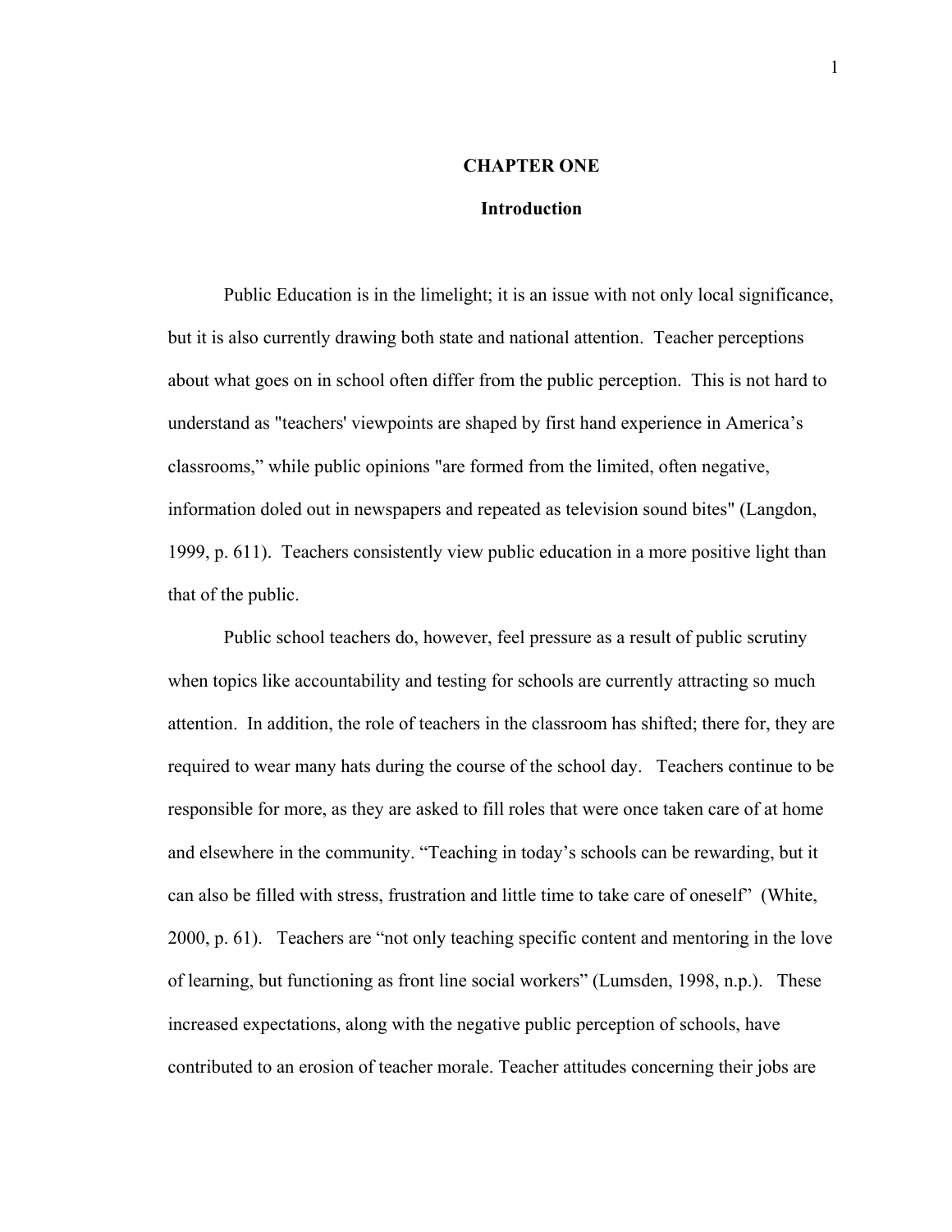# CHAPTER ONE

## Introduction

Public Education is in the limelight; it is an issue with not only local significance, but it is also currently drawing both state and national attention. Teacher perceptions about what goes on in school often differ from the public perception. This is not hard to understand as "teachers' viewpoints are shaped by first hand experience in America's classrooms," while public opinions "are formed from the limited, often negative, information doled out in newspapers and repeated as television sound bites" (Langdon, 1999, p. 611). Teachers consistently view public education in a more positive light than that of the public.

Public school teachers do, however, feel pressure as a result of public scrutiny when topics like accountability and testing for schools are currently attracting so much attention. In addition, the role of teachers in the classroom has shifted; there for, they are required to wear many hats during the course of the school day. Teachers continue to be responsible for more, as they are asked to fill roles that were once taken care of at home and elsewhere in the community. "Teaching in today's schools can be rewarding, but it can also be filled with stress, frustration and little time to take care of oneself" (White, 2000, p. 61). Teachers are "not only teaching specific content and mentoring in the love of learning, but functioning as front line social workers" (Lumsden, 1998, n.p.). These increased expectations, along with the negative public perception of schools, have contributed to an erosion of teacher morale. Teacher attitudes concerning their jobs are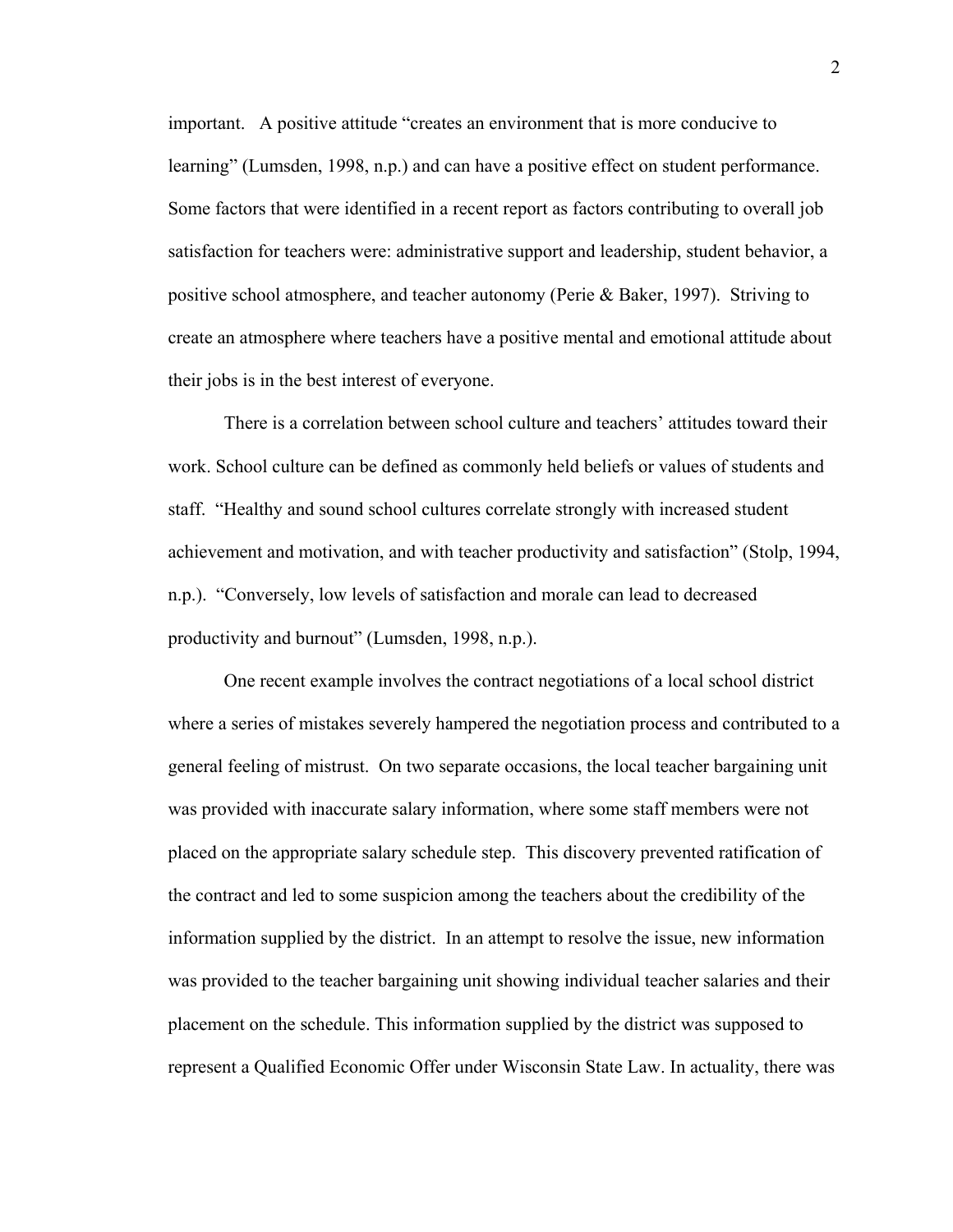important. A positive attitude "creates an environment that is more conducive to learning" (Lumsden, 1998, n.p.) and can have a positive effect on student performance. Some factors that were identified in a recent report as factors contributing to overall job satisfaction for teachers were: administrative support and leadership, student behavior, a positive school atmosphere, and teacher autonomy (Perie & Baker, 1997). Striving to create an atmosphere where teachers have a positive mental and emotional attitude about their jobs is in the best interest of everyone.

There is a correlation between school culture and teachers' attitudes toward their work. School culture can be defined as commonly held beliefs or values of students and staff. "Healthy and sound school cultures correlate strongly with increased student achievement and motivation, and with teacher productivity and satisfaction" (Stolp, 1994, n.p.). "Conversely, low levels of satisfaction and morale can lead to decreased productivity and burnout" (Lumsden, 1998, n.p.).

One recent example involves the contract negotiations of a local school district where a series of mistakes severely hampered the negotiation process and contributed to a general feeling of mistrust. On two separate occasions, the local teacher bargaining unit was provided with inaccurate salary information, where some staff members were not placed on the appropriate salary schedule step. This discovery prevented ratification of the contract and led to some suspicion among the teachers about the credibility of the information supplied by the district. In an attempt to resolve the issue, new information was provided to the teacher bargaining unit showing individual teacher salaries and their placement on the schedule. This information supplied by the district was supposed to represent a Qualified Economic Offer under Wisconsin State Law. In actuality, there was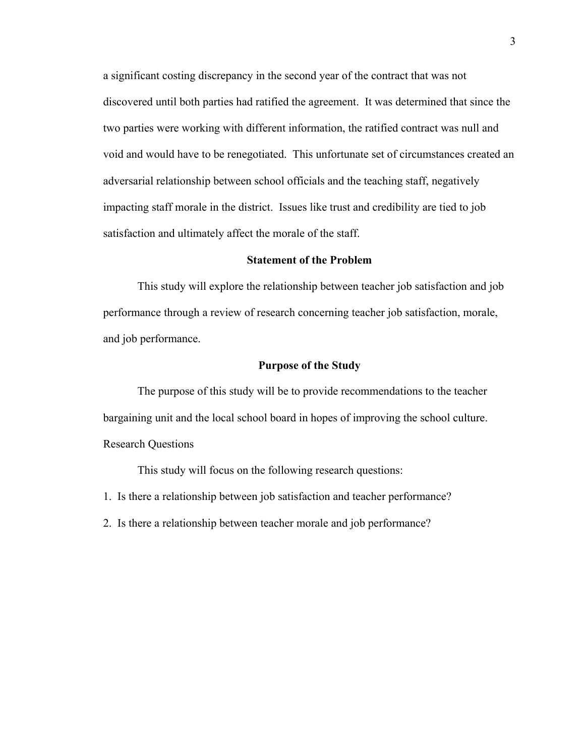a significant costing discrepancy in the second year of the contract that was not discovered until both parties had ratified the agreement. It was determined that since the two parties were working with different information, the ratified contract was null and void and would have to be renegotiated. This unfortunate set of circumstances created an adversarial relationship between school officials and the teaching staff, negatively impacting staff morale in the district. Issues like trust and credibility are tied to job satisfaction and ultimately affect the morale of the staff.

## Statement of the Problem

This study will explore the relationship between teacher job satisfaction and job performance through a review of research concerning teacher job satisfaction, morale, and job performance.

## Purpose of the Study

The purpose of this study will be to provide recommendations to the teacher bargaining unit and the local school board in hopes of improving the school culture.

### Research Questions

This study will focus on the following research questions:

1. Is there a relationship between job satisfaction and teacher performance?
2. Is there a relationship between teacher morale and job performance?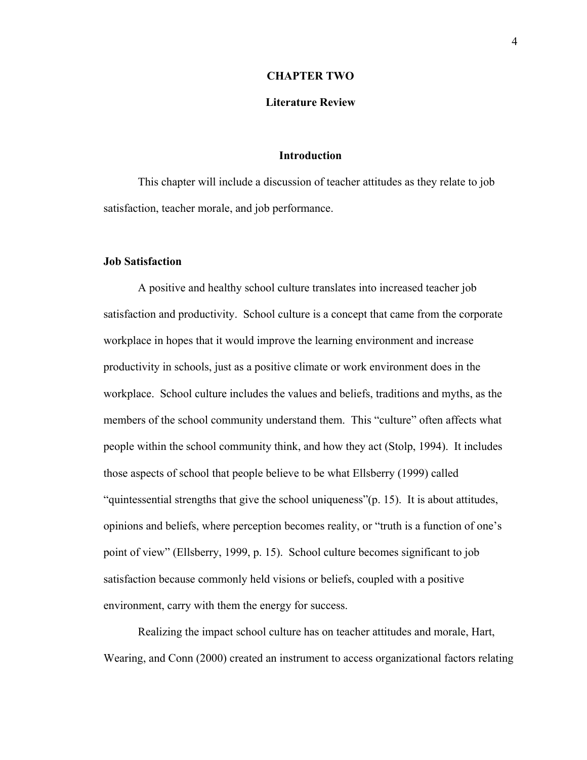# CHAPTER TWO

## Literature Review

### Introduction

This chapter will include a discussion of teacher attitudes as they relate to job satisfaction, teacher morale, and job performance.

### Job Satisfaction

A positive and healthy school culture translates into increased teacher job satisfaction and productivity. School culture is a concept that came from the corporate workplace in hopes that it would improve the learning environment and increase productivity in schools, just as a positive climate or work environment does in the workplace. School culture includes the values and beliefs, traditions and myths, as the members of the school community understand them. This "culture" often affects what people within the school community think, and how they act (Stolp, 1994). It includes those aspects of school that people believe to be what Ellsberry (1999) called "quintessential strengths that give the school uniqueness"(p. 15). It is about attitudes, opinions and beliefs, where perception becomes reality, or "truth is a function of one's point of view" (Ellsberry, 1999, p. 15). School culture becomes significant to job satisfaction because commonly held visions or beliefs, coupled with a positive environment, carry with them the energy for success.

Realizing the impact school culture has on teacher attitudes and morale, Hart, Wearing, and Conn (2000) created an instrument to access organizational factors relating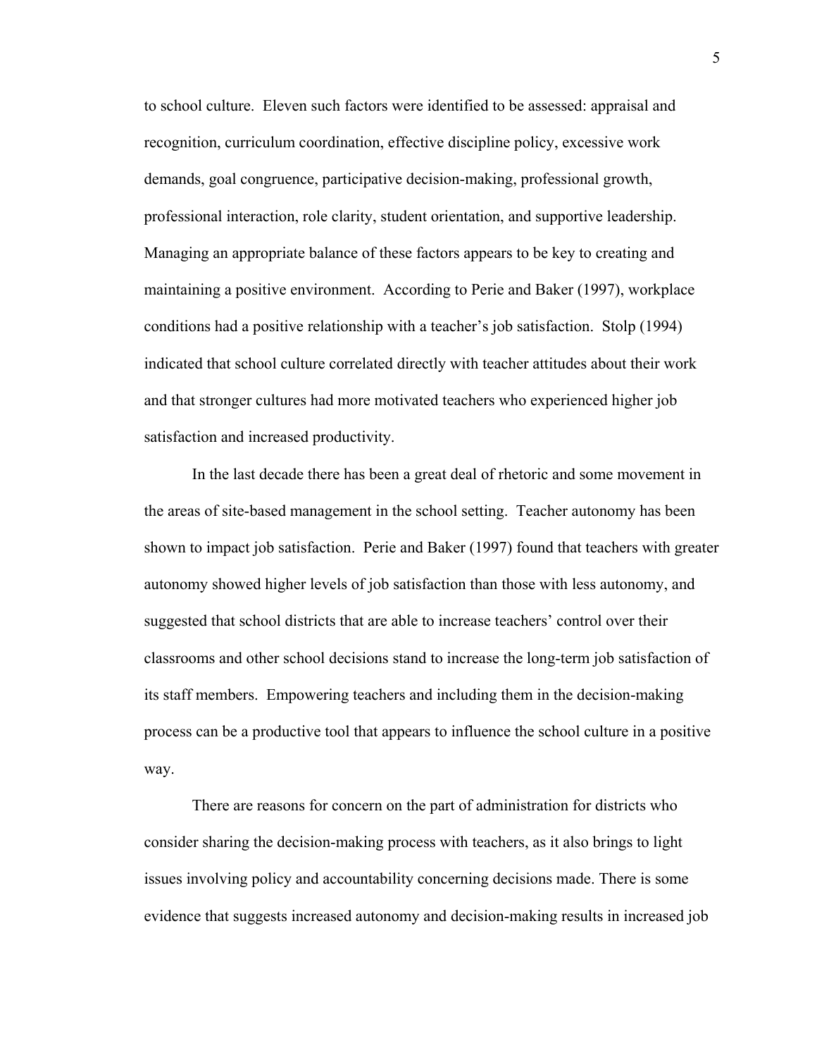to school culture. Eleven such factors were identified to be assessed: appraisal and recognition, curriculum coordination, effective discipline policy, excessive work demands, goal congruence, participative decision-making, professional growth, professional interaction, role clarity, student orientation, and supportive leadership. Managing an appropriate balance of these factors appears to be key to creating and maintaining a positive environment. According to Perie and Baker (1997), workplace conditions had a positive relationship with a teacher's job satisfaction. Stolp (1994) indicated that school culture correlated directly with teacher attitudes about their work and that stronger cultures had more motivated teachers who experienced higher job satisfaction and increased productivity.

In the last decade there has been a great deal of rhetoric and some movement in the areas of site-based management in the school setting. Teacher autonomy has been shown to impact job satisfaction. Perie and Baker (1997) found that teachers with greater autonomy showed higher levels of job satisfaction than those with less autonomy, and suggested that school districts that are able to increase teachers' control over their classrooms and other school decisions stand to increase the long-term job satisfaction of its staff members. Empowering teachers and including them in the decision-making process can be a productive tool that appears to influence the school culture in a positive way.

There are reasons for concern on the part of administration for districts who consider sharing the decision-making process with teachers, as it also brings to light issues involving policy and accountability concerning decisions made. There is some evidence that suggests increased autonomy and decision-making results in increased job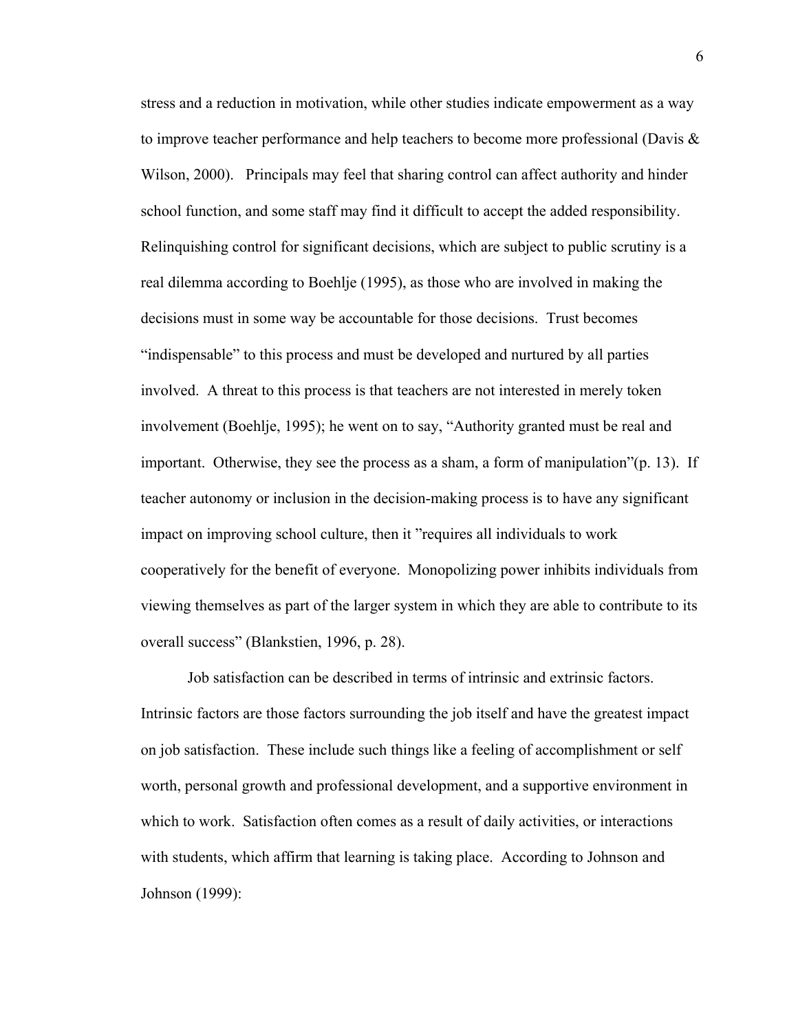stress and a reduction in motivation, while other studies indicate empowerment as a way to improve teacher performance and help teachers to become more professional (Davis & Wilson, 2000). Principals may feel that sharing control can affect authority and hinder school function, and some staff may find it difficult to accept the added responsibility. Relinquishing control for significant decisions, which are subject to public scrutiny is a real dilemma according to Boehlje (1995), as those who are involved in making the decisions must in some way be accountable for those decisions. Trust becomes "indispensable" to this process and must be developed and nurtured by all parties involved. A threat to this process is that teachers are not interested in merely token involvement (Boehlje, 1995); he went on to say, "Authority granted must be real and important. Otherwise, they see the process as a sham, a form of manipulation"(p. 13). If teacher autonomy or inclusion in the decision-making process is to have any significant impact on improving school culture, then it "requires all individuals to work cooperatively for the benefit of everyone. Monopolizing power inhibits individuals from viewing themselves as part of the larger system in which they are able to contribute to its overall success" (Blankstien, 1996, p. 28).

Job satisfaction can be described in terms of intrinsic and extrinsic factors. Intrinsic factors are those factors surrounding the job itself and have the greatest impact on job satisfaction. These include such things like a feeling of accomplishment or self worth, personal growth and professional development, and a supportive environment in which to work. Satisfaction often comes as a result of daily activities, or interactions with students, which affirm that learning is taking place. According to Johnson and Johnson (1999):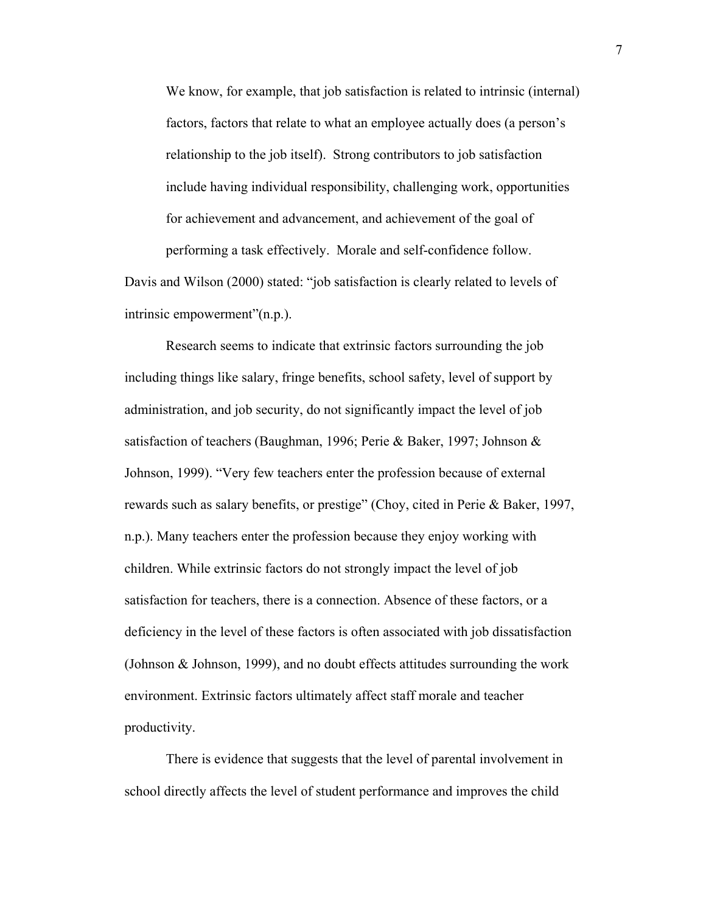> We know, for example, that job satisfaction is related to intrinsic (internal) factors, factors that relate to what an employee actually does (a person's relationship to the job itself). Strong contributors to job satisfaction include having individual responsibility, challenging work, opportunities for achievement and advancement, and achievement of the goal of performing a task effectively. Morale and self-confidence follow.

Davis and Wilson (2000) stated: "job satisfaction is clearly related to levels of intrinsic empowerment"(n.p.).

Research seems to indicate that extrinsic factors surrounding the job including things like salary, fringe benefits, school safety, level of support by administration, and job security, do not significantly impact the level of job satisfaction of teachers (Baughman, 1996; Perie & Baker, 1997; Johnson & Johnson, 1999). "Very few teachers enter the profession because of external rewards such as salary benefits, or prestige" (Choy, cited in Perie & Baker, 1997, n.p.). Many teachers enter the profession because they enjoy working with children. While extrinsic factors do not strongly impact the level of job satisfaction for teachers, there is a connection. Absence of these factors, or a deficiency in the level of these factors is often associated with job dissatisfaction (Johnson & Johnson, 1999), and no doubt effects attitudes surrounding the work environment. Extrinsic factors ultimately affect staff morale and teacher productivity.

There is evidence that suggests that the level of parental involvement in school directly affects the level of student performance and improves the child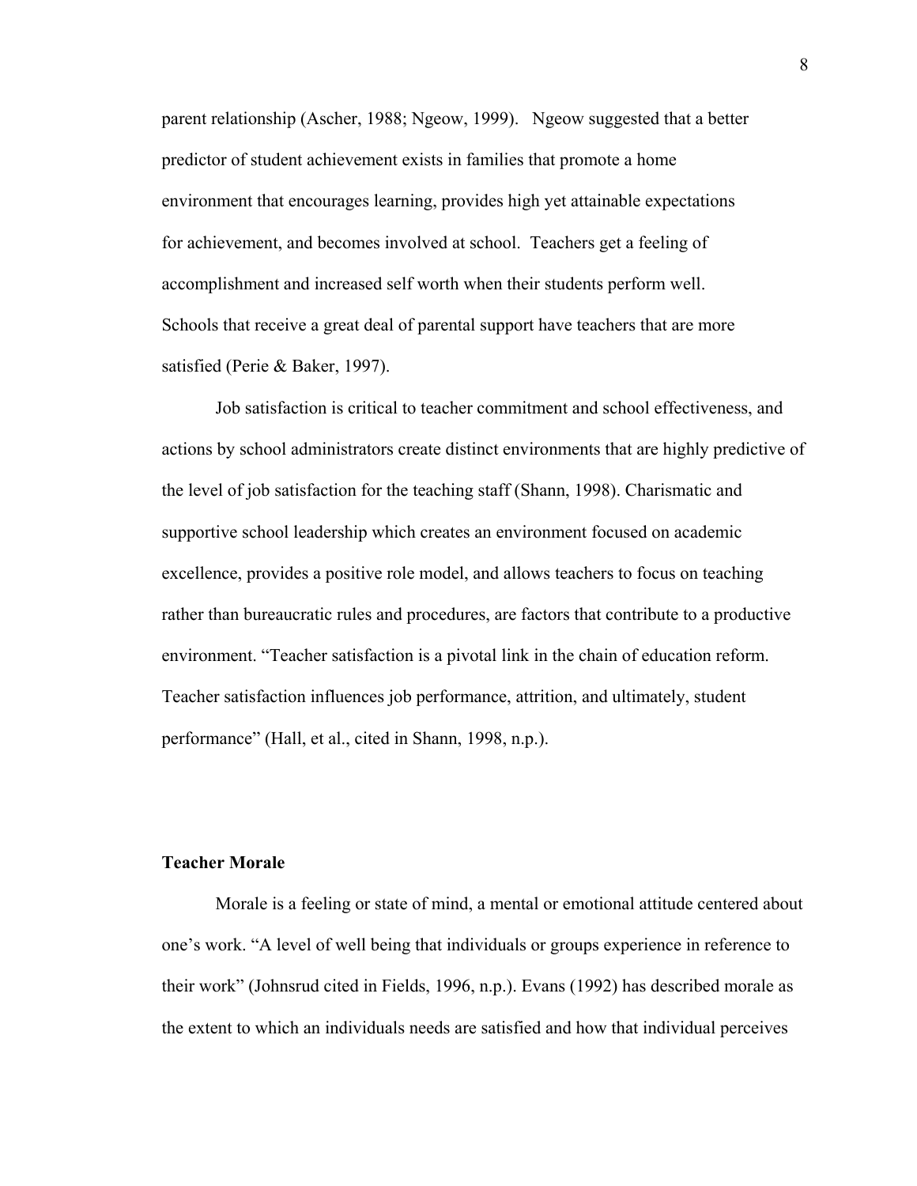parent relationship (Ascher, 1988; Ngeow, 1999). Ngeow suggested that a better predictor of student achievement exists in families that promote a home environment that encourages learning, provides high yet attainable expectations for achievement, and becomes involved at school. Teachers get a feeling of accomplishment and increased self worth when their students perform well. Schools that receive a great deal of parental support have teachers that are more satisfied (Perie & Baker, 1997).

Job satisfaction is critical to teacher commitment and school effectiveness, and actions by school administrators create distinct environments that are highly predictive of the level of job satisfaction for the teaching staff (Shann, 1998). Charismatic and supportive school leadership which creates an environment focused on academic excellence, provides a positive role model, and allows teachers to focus on teaching rather than bureaucratic rules and procedures, are factors that contribute to a productive environment. "Teacher satisfaction is a pivotal link in the chain of education reform. Teacher satisfaction influences job performance, attrition, and ultimately, student performance" (Hall, et al., cited in Shann, 1998, n.p.).

### Teacher Morale

Morale is a feeling or state of mind, a mental or emotional attitude centered about one's work. "A level of well being that individuals or groups experience in reference to their work" (Johnsrud cited in Fields, 1996, n.p.). Evans (1992) has described morale as the extent to which an individuals needs are satisfied and how that individual perceives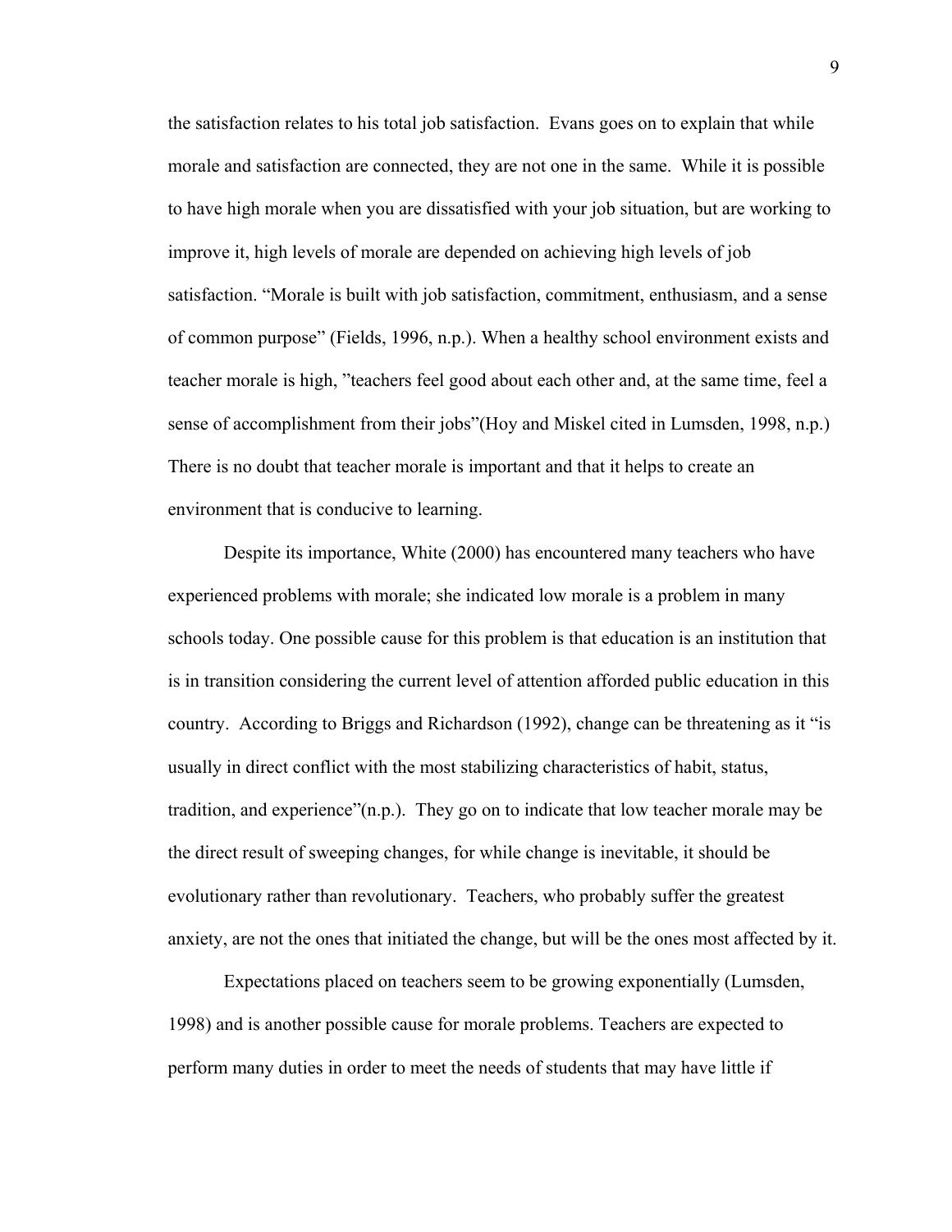the satisfaction relates to his total job satisfaction. Evans goes on to explain that while morale and satisfaction are connected, they are not one in the same. While it is possible to have high morale when you are dissatisfied with your job situation, but are working to improve it, high levels of morale are depended on achieving high levels of job satisfaction. "Morale is built with job satisfaction, commitment, enthusiasm, and a sense of common purpose" (Fields, 1996, n.p.). When a healthy school environment exists and teacher morale is high, "teachers feel good about each other and, at the same time, feel a sense of accomplishment from their jobs"(Hoy and Miskel cited in Lumsden, 1998, n.p.) There is no doubt that teacher morale is important and that it helps to create an environment that is conducive to learning.

Despite its importance, White (2000) has encountered many teachers who have experienced problems with morale; she indicated low morale is a problem in many schools today. One possible cause for this problem is that education is an institution that is in transition considering the current level of attention afforded public education in this country. According to Briggs and Richardson (1992), change can be threatening as it "is usually in direct conflict with the most stabilizing characteristics of habit, status, tradition, and experience"(n.p.). They go on to indicate that low teacher morale may be the direct result of sweeping changes, for while change is inevitable, it should be evolutionary rather than revolutionary. Teachers, who probably suffer the greatest anxiety, are not the ones that initiated the change, but will be the ones most affected by it.

Expectations placed on teachers seem to be growing exponentially (Lumsden, 1998) and is another possible cause for morale problems. Teachers are expected to perform many duties in order to meet the needs of students that may have little if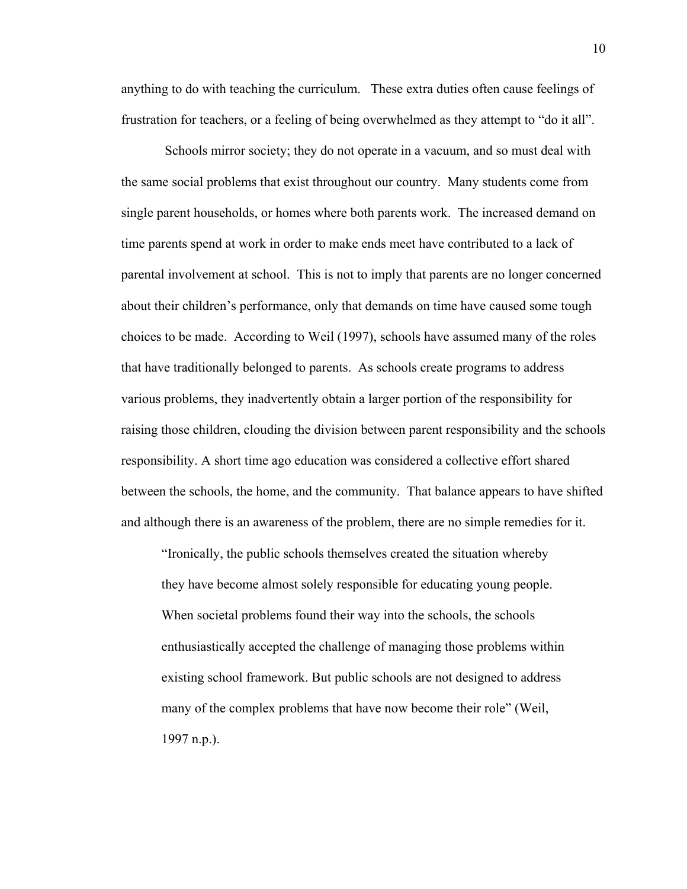anything to do with teaching the curriculum. These extra duties often cause feelings of frustration for teachers, or a feeling of being overwhelmed as they attempt to "do it all".

Schools mirror society; they do not operate in a vacuum, and so must deal with the same social problems that exist throughout our country. Many students come from single parent households, or homes where both parents work. The increased demand on time parents spend at work in order to make ends meet have contributed to a lack of parental involvement at school. This is not to imply that parents are no longer concerned about their children's performance, only that demands on time have caused some tough choices to be made. According to Weil (1997), schools have assumed many of the roles that have traditionally belonged to parents. As schools create programs to address various problems, they inadvertently obtain a larger portion of the responsibility for raising those children, clouding the division between parent responsibility and the schools responsibility. A short time ago education was considered a collective effort shared between the schools, the home, and the community. That balance appears to have shifted and although there is an awareness of the problem, there are no simple remedies for it.

> "Ironically, the public schools themselves created the situation whereby they have become almost solely responsible for educating young people. When societal problems found their way into the schools, the schools enthusiastically accepted the challenge of managing those problems within existing school framework. But public schools are not designed to address many of the complex problems that have now become their role" (Weil, 1997 n.p.).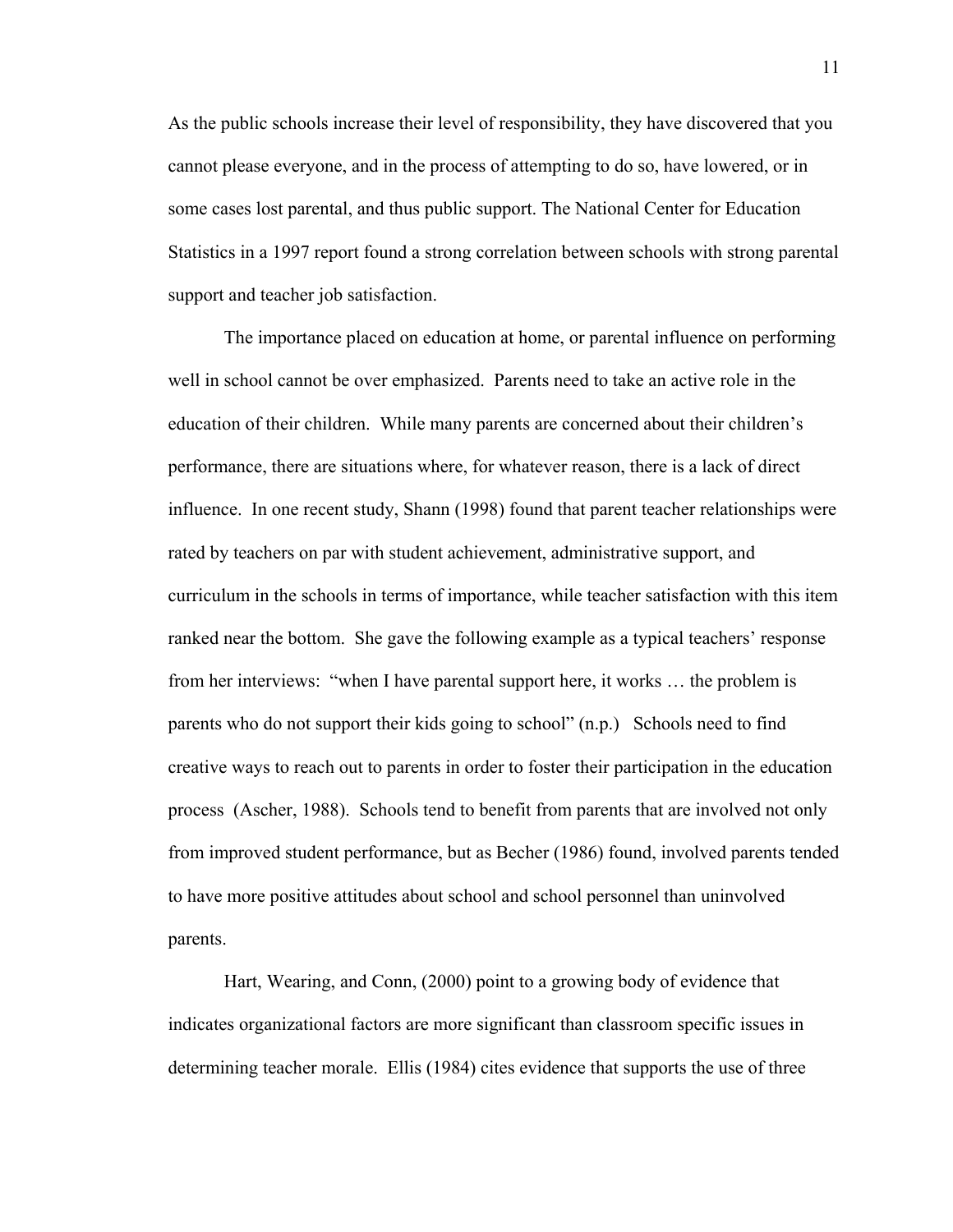As the public schools increase their level of responsibility, they have discovered that you cannot please everyone, and in the process of attempting to do so, have lowered, or in some cases lost parental, and thus public support. The National Center for Education Statistics in a 1997 report found a strong correlation between schools with strong parental support and teacher job satisfaction.

The importance placed on education at home, or parental influence on performing well in school cannot be over emphasized. Parents need to take an active role in the education of their children. While many parents are concerned about their children's performance, there are situations where, for whatever reason, there is a lack of direct influence. In one recent study, Shann (1998) found that parent teacher relationships were rated by teachers on par with student achievement, administrative support, and curriculum in the schools in terms of importance, while teacher satisfaction with this item ranked near the bottom. She gave the following example as a typical teachers' response from her interviews: "when I have parental support here, it works … the problem is parents who do not support their kids going to school" (n.p.) Schools need to find creative ways to reach out to parents in order to foster their participation in the education process (Ascher, 1988). Schools tend to benefit from parents that are involved not only from improved student performance, but as Becher (1986) found, involved parents tended to have more positive attitudes about school and school personnel than uninvolved parents.

Hart, Wearing, and Conn, (2000) point to a growing body of evidence that indicates organizational factors are more significant than classroom specific issues in determining teacher morale. Ellis (1984) cites evidence that supports the use of three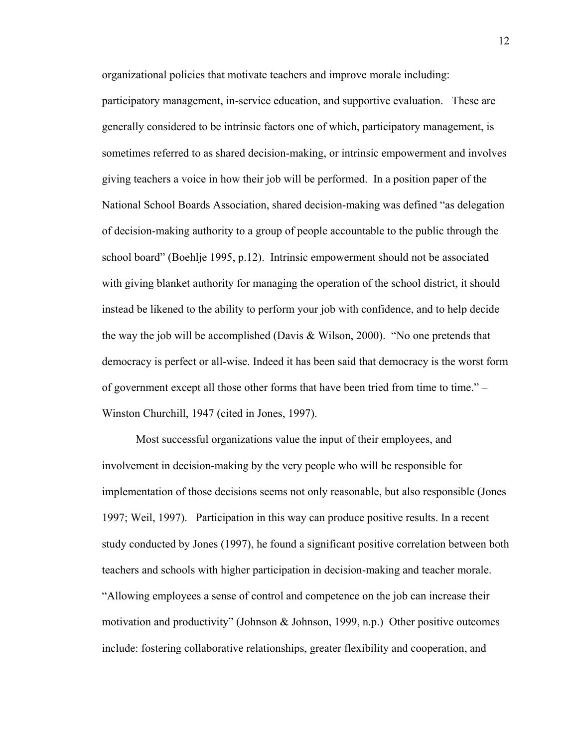organizational policies that motivate teachers and improve morale including: participatory management, in-service education, and supportive evaluation. These are generally considered to be intrinsic factors one of which, participatory management, is sometimes referred to as shared decision-making, or intrinsic empowerment and involves giving teachers a voice in how their job will be performed. In a position paper of the National School Boards Association, shared decision-making was defined "as delegation of decision-making authority to a group of people accountable to the public through the school board" (Boehlje 1995, p.12). Intrinsic empowerment should not be associated with giving blanket authority for managing the operation of the school district, it should instead be likened to the ability to perform your job with confidence, and to help decide the way the job will be accomplished (Davis & Wilson, 2000). "No one pretends that democracy is perfect or all-wise. Indeed it has been said that democracy is the worst form of government except all those other forms that have been tried from time to time." – Winston Churchill, 1947 (cited in Jones, 1997).

Most successful organizations value the input of their employees, and involvement in decision-making by the very people who will be responsible for implementation of those decisions seems not only reasonable, but also responsible (Jones 1997; Weil, 1997). Participation in this way can produce positive results. In a recent study conducted by Jones (1997), he found a significant positive correlation between both teachers and schools with higher participation in decision-making and teacher morale. "Allowing employees a sense of control and competence on the job can increase their motivation and productivity" (Johnson & Johnson, 1999, n.p.) Other positive outcomes include: fostering collaborative relationships, greater flexibility and cooperation, and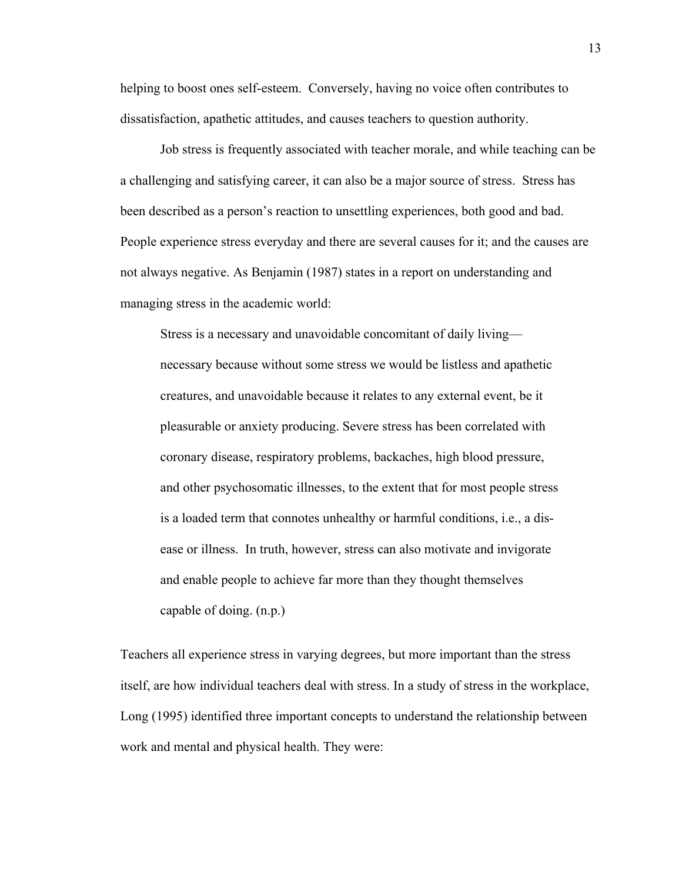helping to boost ones self-esteem. Conversely, having no voice often contributes to dissatisfaction, apathetic attitudes, and causes teachers to question authority.

Job stress is frequently associated with teacher morale, and while teaching can be a challenging and satisfying career, it can also be a major source of stress. Stress has been described as a person's reaction to unsettling experiences, both good and bad. People experience stress everyday and there are several causes for it; and the causes are not always negative. As Benjamin (1987) states in a report on understanding and managing stress in the academic world:

> Stress is a necessary and unavoidable concomitant of daily living—necessary because without some stress we would be listless and apathetic creatures, and unavoidable because it relates to any external event, be it pleasurable or anxiety producing. Severe stress has been correlated with coronary disease, respiratory problems, backaches, high blood pressure, and other psychosomatic illnesses, to the extent that for most people stress is a loaded term that connotes unhealthy or harmful conditions, i.e., a dis-ease or illness. In truth, however, stress can also motivate and invigorate and enable people to achieve far more than they thought themselves capable of doing. (n.p.)

Teachers all experience stress in varying degrees, but more important than the stress itself, are how individual teachers deal with stress. In a study of stress in the workplace, Long (1995) identified three important concepts to understand the relationship between work and mental and physical health. They were: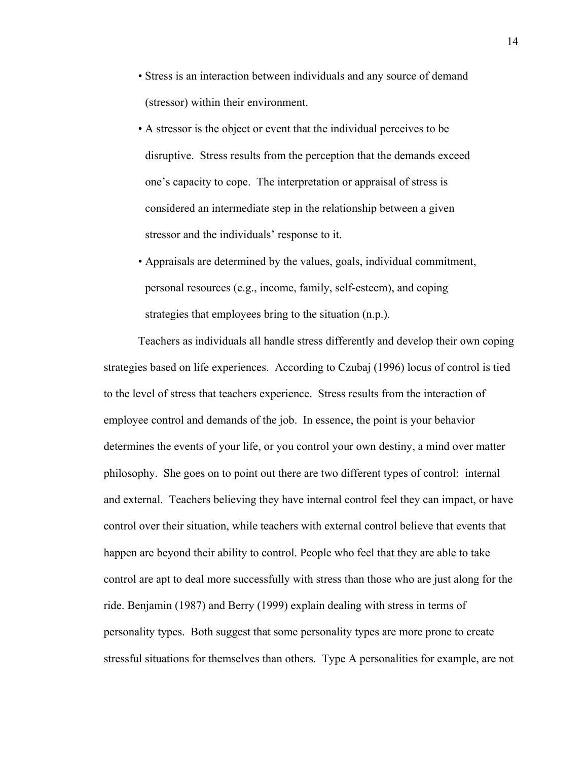- Stress is an interaction between individuals and any source of demand (stressor) within their environment.
- A stressor is the object or event that the individual perceives to be disruptive. Stress results from the perception that the demands exceed one's capacity to cope. The interpretation or appraisal of stress is considered an intermediate step in the relationship between a given stressor and the individuals' response to it.
- Appraisals are determined by the values, goals, individual commitment, personal resources (e.g., income, family, self-esteem), and coping strategies that employees bring to the situation (n.p.).

Teachers as individuals all handle stress differently and develop their own coping strategies based on life experiences. According to Czubaj (1996) locus of control is tied to the level of stress that teachers experience. Stress results from the interaction of employee control and demands of the job. In essence, the point is your behavior determines the events of your life, or you control your own destiny, a mind over matter philosophy. She goes on to point out there are two different types of control: internal and external. Teachers believing they have internal control feel they can impact, or have control over their situation, while teachers with external control believe that events that happen are beyond their ability to control. People who feel that they are able to take control are apt to deal more successfully with stress than those who are just along for the ride. Benjamin (1987) and Berry (1999) explain dealing with stress in terms of personality types. Both suggest that some personality types are more prone to create stressful situations for themselves than others. Type A personalities for example, are not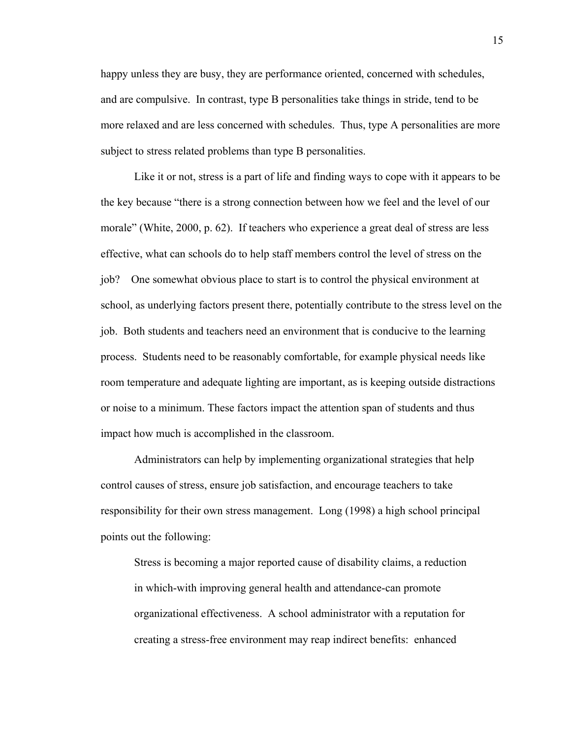happy unless they are busy, they are performance oriented, concerned with schedules, and are compulsive. In contrast, type B personalities take things in stride, tend to be more relaxed and are less concerned with schedules. Thus, type A personalities are more subject to stress related problems than type B personalities.

Like it or not, stress is a part of life and finding ways to cope with it appears to be the key because "there is a strong connection between how we feel and the level of our morale" (White, 2000, p. 62). If teachers who experience a great deal of stress are less effective, what can schools do to help staff members control the level of stress on the job? One somewhat obvious place to start is to control the physical environment at school, as underlying factors present there, potentially contribute to the stress level on the job. Both students and teachers need an environment that is conducive to the learning process. Students need to be reasonably comfortable, for example physical needs like room temperature and adequate lighting are important, as is keeping outside distractions or noise to a minimum. These factors impact the attention span of students and thus impact how much is accomplished in the classroom.

Administrators can help by implementing organizational strategies that help control causes of stress, ensure job satisfaction, and encourage teachers to take responsibility for their own stress management. Long (1998) a high school principal points out the following:

> Stress is becoming a major reported cause of disability claims, a reduction in which-with improving general health and attendance-can promote organizational effectiveness. A school administrator with a reputation for creating a stress-free environment may reap indirect benefits: enhanced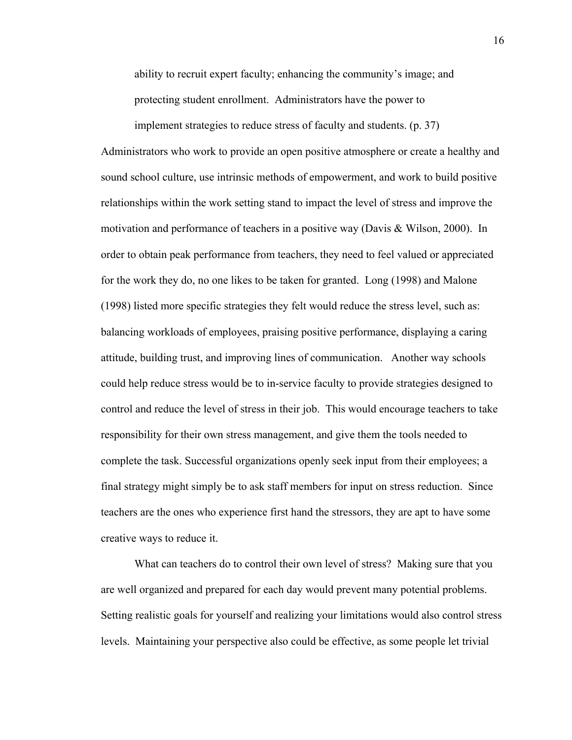> ability to recruit expert faculty; enhancing the community's image; and protecting student enrollment. Administrators have the power to implement strategies to reduce stress of faculty and students. (p. 37)

Administrators who work to provide an open positive atmosphere or create a healthy and sound school culture, use intrinsic methods of empowerment, and work to build positive relationships within the work setting stand to impact the level of stress and improve the motivation and performance of teachers in a positive way (Davis & Wilson, 2000). In order to obtain peak performance from teachers, they need to feel valued or appreciated for the work they do, no one likes to be taken for granted. Long (1998) and Malone (1998) listed more specific strategies they felt would reduce the stress level, such as: balancing workloads of employees, praising positive performance, displaying a caring attitude, building trust, and improving lines of communication. Another way schools could help reduce stress would be to in-service faculty to provide strategies designed to control and reduce the level of stress in their job. This would encourage teachers to take responsibility for their own stress management, and give them the tools needed to complete the task. Successful organizations openly seek input from their employees; a final strategy might simply be to ask staff members for input on stress reduction. Since teachers are the ones who experience first hand the stressors, they are apt to have some creative ways to reduce it.

What can teachers do to control their own level of stress? Making sure that you are well organized and prepared for each day would prevent many potential problems. Setting realistic goals for yourself and realizing your limitations would also control stress levels. Maintaining your perspective also could be effective, as some people let trivial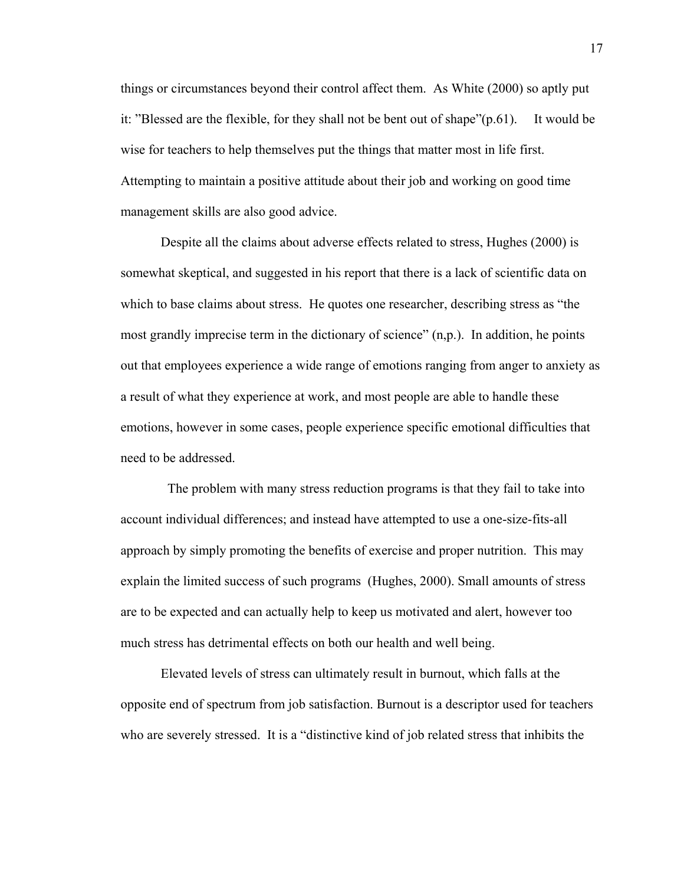things or circumstances beyond their control affect them. As White (2000) so aptly put it: "Blessed are the flexible, for they shall not be bent out of shape"(p.61). It would be wise for teachers to help themselves put the things that matter most in life first. Attempting to maintain a positive attitude about their job and working on good time management skills are also good advice.

Despite all the claims about adverse effects related to stress, Hughes (2000) is somewhat skeptical, and suggested in his report that there is a lack of scientific data on which to base claims about stress. He quotes one researcher, describing stress as "the most grandly imprecise term in the dictionary of science" (n,p.). In addition, he points out that employees experience a wide range of emotions ranging from anger to anxiety as a result of what they experience at work, and most people are able to handle these emotions, however in some cases, people experience specific emotional difficulties that need to be addressed.

The problem with many stress reduction programs is that they fail to take into account individual differences; and instead have attempted to use a one-size-fits-all approach by simply promoting the benefits of exercise and proper nutrition. This may explain the limited success of such programs (Hughes, 2000). Small amounts of stress are to be expected and can actually help to keep us motivated and alert, however too much stress has detrimental effects on both our health and well being.

Elevated levels of stress can ultimately result in burnout, which falls at the opposite end of spectrum from job satisfaction. Burnout is a descriptor used for teachers who are severely stressed. It is a "distinctive kind of job related stress that inhibits the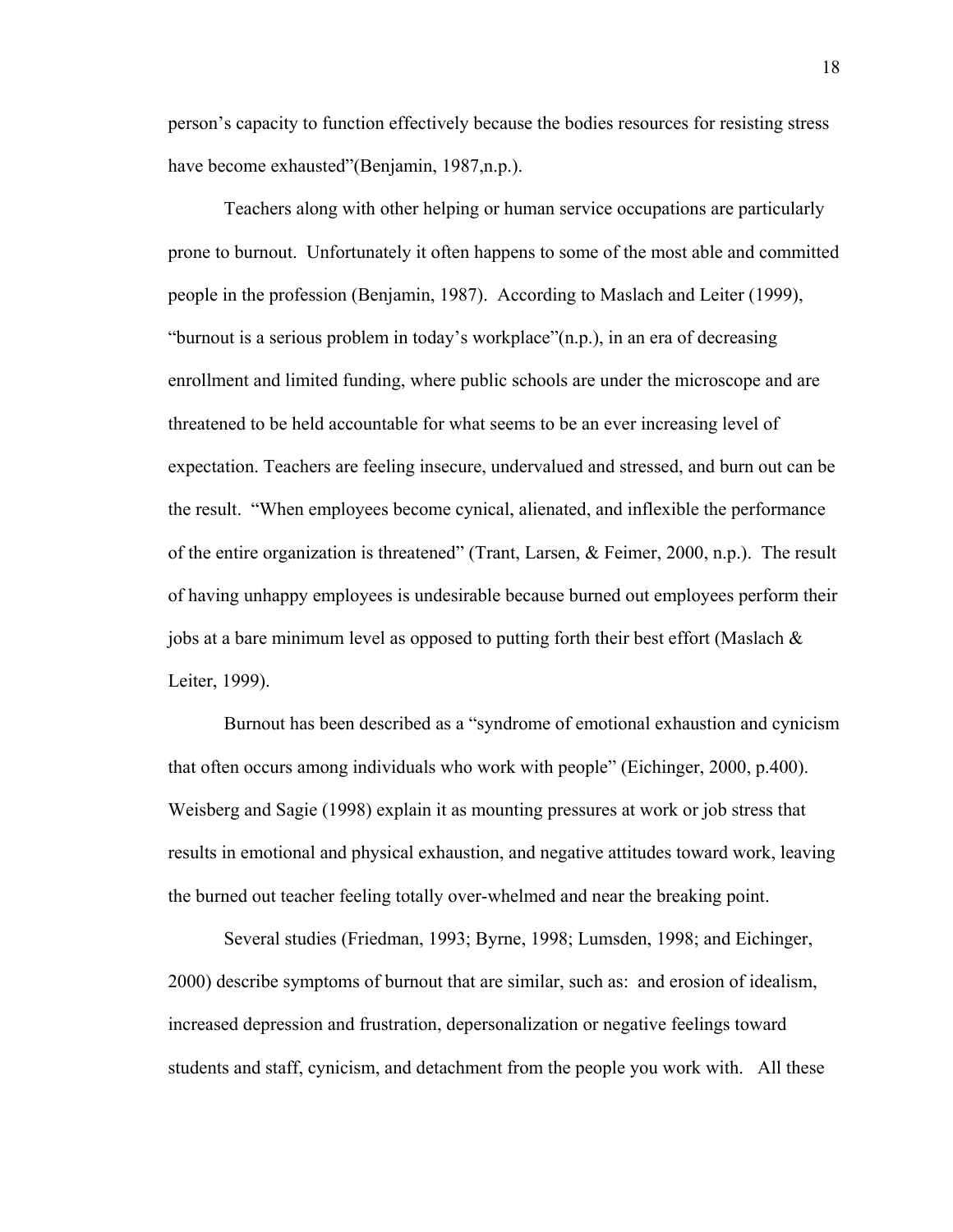person's capacity to function effectively because the bodies resources for resisting stress have become exhausted"(Benjamin, 1987,n.p.).

Teachers along with other helping or human service occupations are particularly prone to burnout. Unfortunately it often happens to some of the most able and committed people in the profession (Benjamin, 1987). According to Maslach and Leiter (1999), "burnout is a serious problem in today's workplace"(n.p.), in an era of decreasing enrollment and limited funding, where public schools are under the microscope and are threatened to be held accountable for what seems to be an ever increasing level of expectation. Teachers are feeling insecure, undervalued and stressed, and burn out can be the result. "When employees become cynical, alienated, and inflexible the performance of the entire organization is threatened" (Trant, Larsen, & Feimer, 2000, n.p.). The result of having unhappy employees is undesirable because burned out employees perform their jobs at a bare minimum level as opposed to putting forth their best effort (Maslach & Leiter, 1999).

Burnout has been described as a "syndrome of emotional exhaustion and cynicism that often occurs among individuals who work with people" (Eichinger, 2000, p.400). Weisberg and Sagie (1998) explain it as mounting pressures at work or job stress that results in emotional and physical exhaustion, and negative attitudes toward work, leaving the burned out teacher feeling totally over-whelmed and near the breaking point.

Several studies (Friedman, 1993; Byrne, 1998; Lumsden, 1998; and Eichinger, 2000) describe symptoms of burnout that are similar, such as: and erosion of idealism, increased depression and frustration, depersonalization or negative feelings toward students and staff, cynicism, and detachment from the people you work with. All these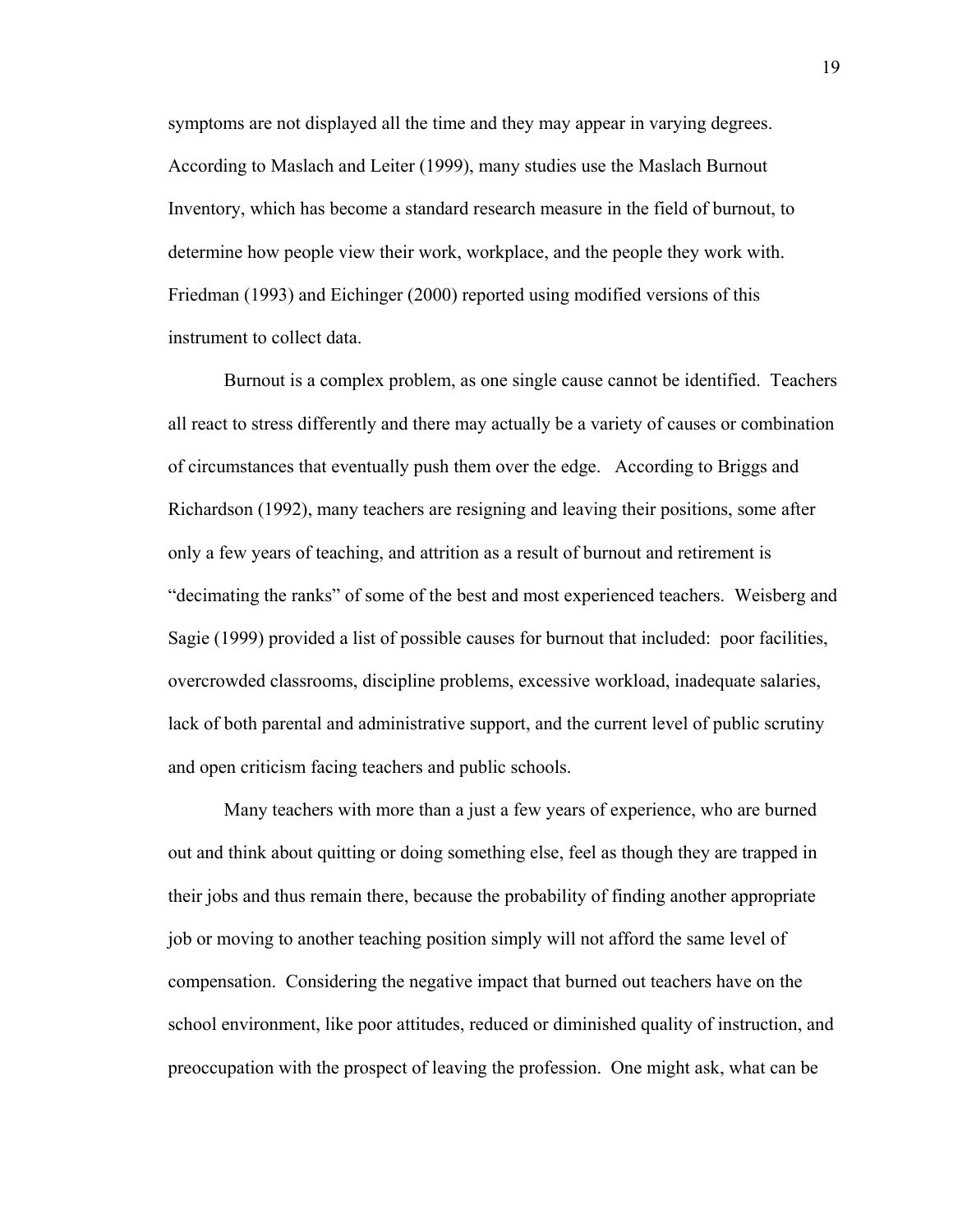symptoms are not displayed all the time and they may appear in varying degrees. According to Maslach and Leiter (1999), many studies use the Maslach Burnout Inventory, which has become a standard research measure in the field of burnout, to determine how people view their work, workplace, and the people they work with. Friedman (1993) and Eichinger (2000) reported using modified versions of this instrument to collect data.

Burnout is a complex problem, as one single cause cannot be identified. Teachers all react to stress differently and there may actually be a variety of causes or combination of circumstances that eventually push them over the edge. According to Briggs and Richardson (1992), many teachers are resigning and leaving their positions, some after only a few years of teaching, and attrition as a result of burnout and retirement is "decimating the ranks" of some of the best and most experienced teachers. Weisberg and Sagie (1999) provided a list of possible causes for burnout that included: poor facilities, overcrowded classrooms, discipline problems, excessive workload, inadequate salaries, lack of both parental and administrative support, and the current level of public scrutiny and open criticism facing teachers and public schools.

Many teachers with more than a just a few years of experience, who are burned out and think about quitting or doing something else, feel as though they are trapped in their jobs and thus remain there, because the probability of finding another appropriate job or moving to another teaching position simply will not afford the same level of compensation. Considering the negative impact that burned out teachers have on the school environment, like poor attitudes, reduced or diminished quality of instruction, and preoccupation with the prospect of leaving the profession. One might ask, what can be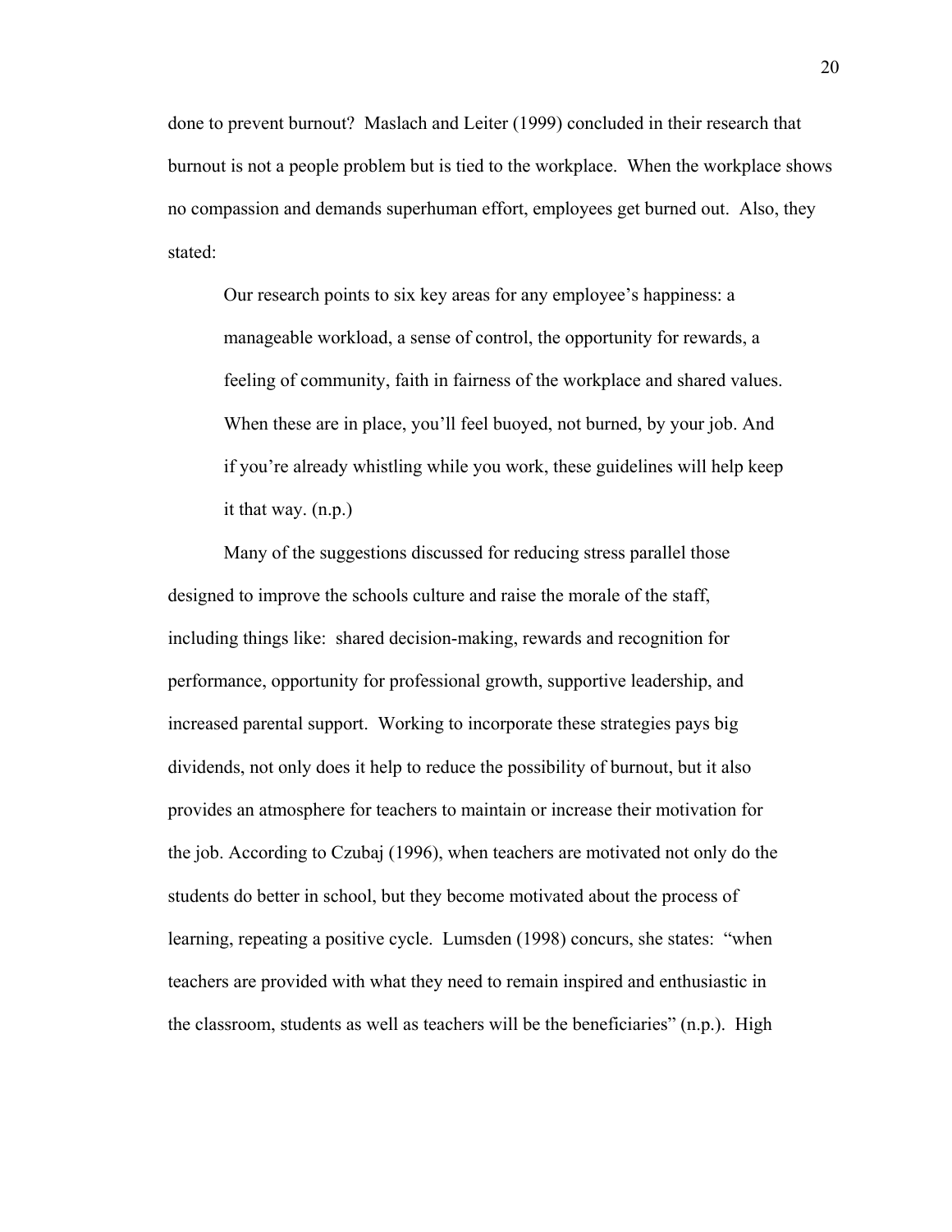done to prevent burnout? Maslach and Leiter (1999) concluded in their research that burnout is not a people problem but is tied to the workplace. When the workplace shows no compassion and demands superhuman effort, employees get burned out. Also, they stated:

> Our research points to six key areas for any employee's happiness: a manageable workload, a sense of control, the opportunity for rewards, a feeling of community, faith in fairness of the workplace and shared values. When these are in place, you'll feel buoyed, not burned, by your job. And if you're already whistling while you work, these guidelines will help keep it that way. (n.p.)

Many of the suggestions discussed for reducing stress parallel those designed to improve the schools culture and raise the morale of the staff, including things like: shared decision-making, rewards and recognition for performance, opportunity for professional growth, supportive leadership, and increased parental support. Working to incorporate these strategies pays big dividends, not only does it help to reduce the possibility of burnout, but it also provides an atmosphere for teachers to maintain or increase their motivation for the job. According to Czubaj (1996), when teachers are motivated not only do the students do better in school, but they become motivated about the process of learning, repeating a positive cycle. Lumsden (1998) concurs, she states: "when teachers are provided with what they need to remain inspired and enthusiastic in the classroom, students as well as teachers will be the beneficiaries" (n.p.). High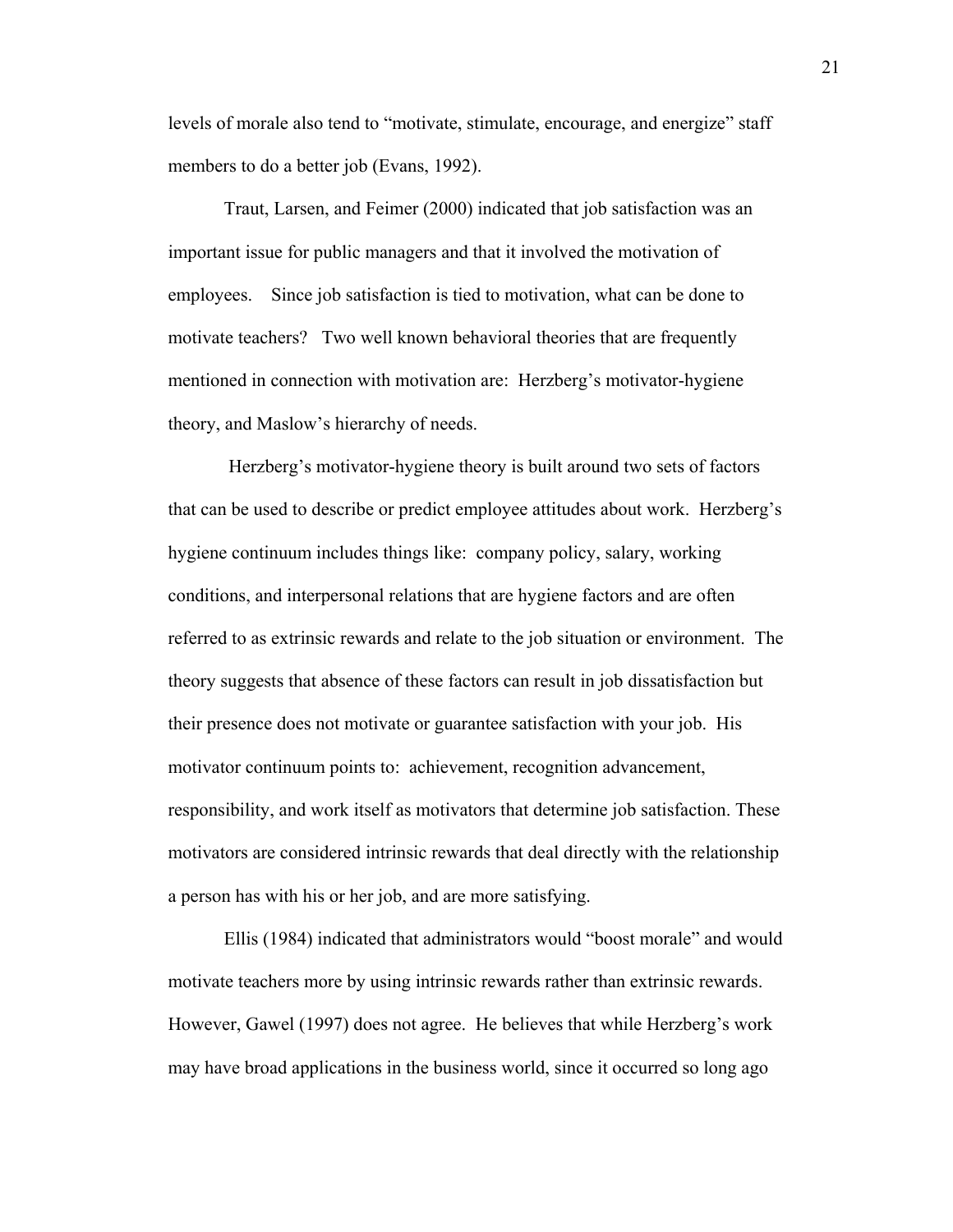levels of morale also tend to "motivate, stimulate, encourage, and energize" staff members to do a better job (Evans, 1992).

Traut, Larsen, and Feimer (2000) indicated that job satisfaction was an important issue for public managers and that it involved the motivation of employees. Since job satisfaction is tied to motivation, what can be done to motivate teachers? Two well known behavioral theories that are frequently mentioned in connection with motivation are: Herzberg's motivator-hygiene theory, and Maslow's hierarchy of needs.

Herzberg's motivator-hygiene theory is built around two sets of factors that can be used to describe or predict employee attitudes about work. Herzberg's hygiene continuum includes things like: company policy, salary, working conditions, and interpersonal relations that are hygiene factors and are often referred to as extrinsic rewards and relate to the job situation or environment. The theory suggests that absence of these factors can result in job dissatisfaction but their presence does not motivate or guarantee satisfaction with your job. His motivator continuum points to: achievement, recognition advancement, responsibility, and work itself as motivators that determine job satisfaction. These motivators are considered intrinsic rewards that deal directly with the relationship a person has with his or her job, and are more satisfying.

Ellis (1984) indicated that administrators would "boost morale" and would motivate teachers more by using intrinsic rewards rather than extrinsic rewards. However, Gawel (1997) does not agree. He believes that while Herzberg's work may have broad applications in the business world, since it occurred so long ago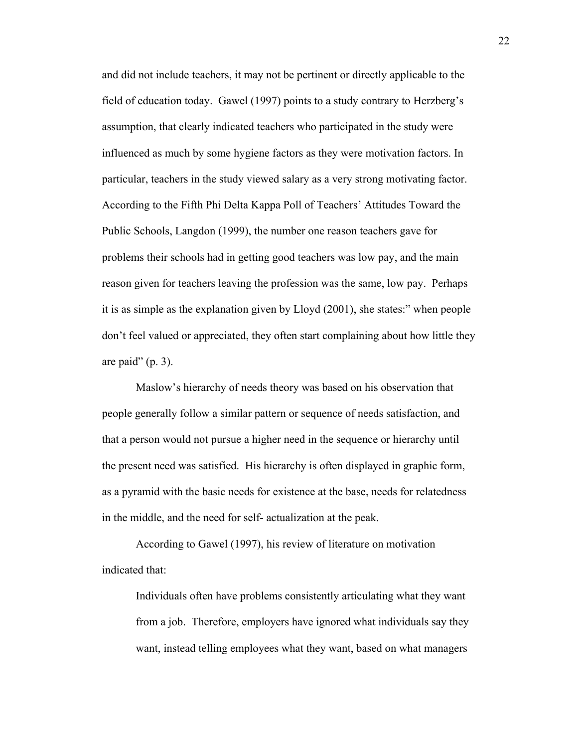and did not include teachers, it may not be pertinent or directly applicable to the field of education today. Gawel (1997) points to a study contrary to Herzberg's assumption, that clearly indicated teachers who participated in the study were influenced as much by some hygiene factors as they were motivation factors. In particular, teachers in the study viewed salary as a very strong motivating factor. According to the Fifth Phi Delta Kappa Poll of Teachers' Attitudes Toward the Public Schools, Langdon (1999), the number one reason teachers gave for problems their schools had in getting good teachers was low pay, and the main reason given for teachers leaving the profession was the same, low pay. Perhaps it is as simple as the explanation given by Lloyd (2001), she states:" when people don't feel valued or appreciated, they often start complaining about how little they are paid" (p. 3).

Maslow's hierarchy of needs theory was based on his observation that people generally follow a similar pattern or sequence of needs satisfaction, and that a person would not pursue a higher need in the sequence or hierarchy until the present need was satisfied. His hierarchy is often displayed in graphic form, as a pyramid with the basic needs for existence at the base, needs for relatedness in the middle, and the need for self- actualization at the peak.

According to Gawel (1997), his review of literature on motivation indicated that:

> Individuals often have problems consistently articulating what they want from a job. Therefore, employers have ignored what individuals say they want, instead telling employees what they want, based on what managers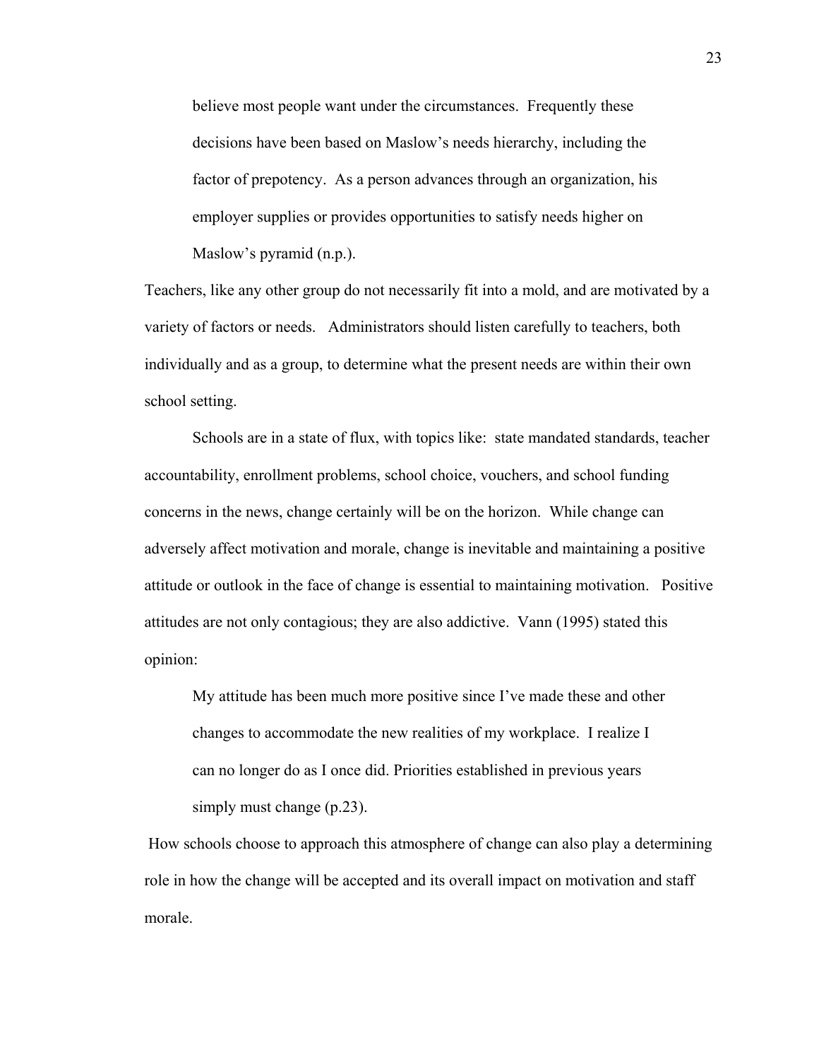> believe most people want under the circumstances. Frequently these decisions have been based on Maslow's needs hierarchy, including the factor of prepotency. As a person advances through an organization, his employer supplies or provides opportunities to satisfy needs higher on Maslow's pyramid (n.p.).

Teachers, like any other group do not necessarily fit into a mold, and are motivated by a variety of factors or needs. Administrators should listen carefully to teachers, both individually and as a group, to determine what the present needs are within their own school setting.

Schools are in a state of flux, with topics like: state mandated standards, teacher accountability, enrollment problems, school choice, vouchers, and school funding concerns in the news, change certainly will be on the horizon. While change can adversely affect motivation and morale, change is inevitable and maintaining a positive attitude or outlook in the face of change is essential to maintaining motivation. Positive attitudes are not only contagious; they are also addictive. Vann (1995) stated this opinion:

> My attitude has been much more positive since I've made these and other changes to accommodate the new realities of my workplace. I realize I can no longer do as I once did. Priorities established in previous years simply must change (p.23).

How schools choose to approach this atmosphere of change can also play a determining role in how the change will be accepted and its overall impact on motivation and staff morale.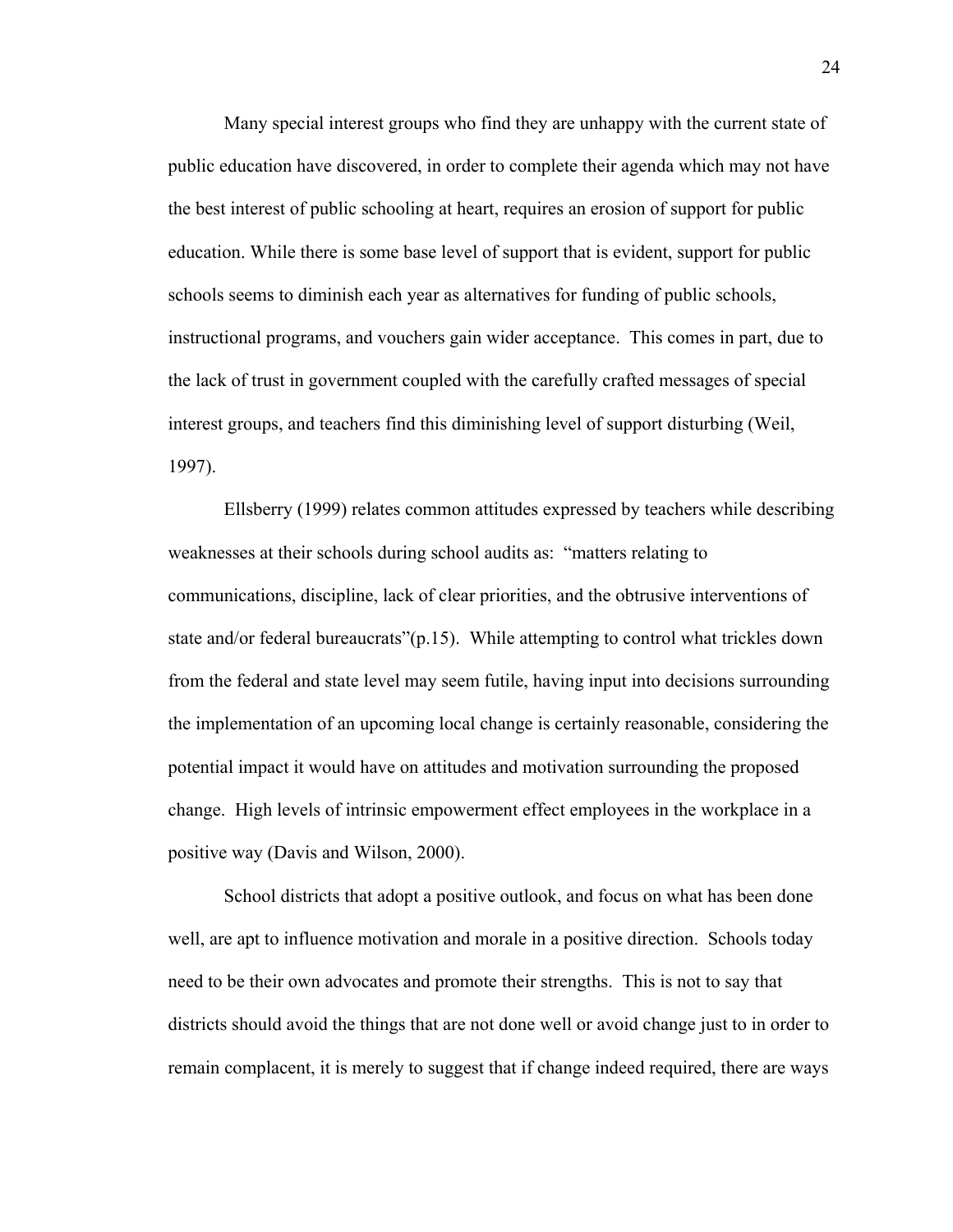Many special interest groups who find they are unhappy with the current state of public education have discovered, in order to complete their agenda which may not have the best interest of public schooling at heart, requires an erosion of support for public education. While there is some base level of support that is evident, support for public schools seems to diminish each year as alternatives for funding of public schools, instructional programs, and vouchers gain wider acceptance. This comes in part, due to the lack of trust in government coupled with the carefully crafted messages of special interest groups, and teachers find this diminishing level of support disturbing (Weil, 1997).

Ellsberry (1999) relates common attitudes expressed by teachers while describing weaknesses at their schools during school audits as: "matters relating to communications, discipline, lack of clear priorities, and the obtrusive interventions of state and/or federal bureaucrats"(p.15). While attempting to control what trickles down from the federal and state level may seem futile, having input into decisions surrounding the implementation of an upcoming local change is certainly reasonable, considering the potential impact it would have on attitudes and motivation surrounding the proposed change. High levels of intrinsic empowerment effect employees in the workplace in a positive way (Davis and Wilson, 2000).

School districts that adopt a positive outlook, and focus on what has been done well, are apt to influence motivation and morale in a positive direction. Schools today need to be their own advocates and promote their strengths. This is not to say that districts should avoid the things that are not done well or avoid change just to in order to remain complacent, it is merely to suggest that if change indeed required, there are ways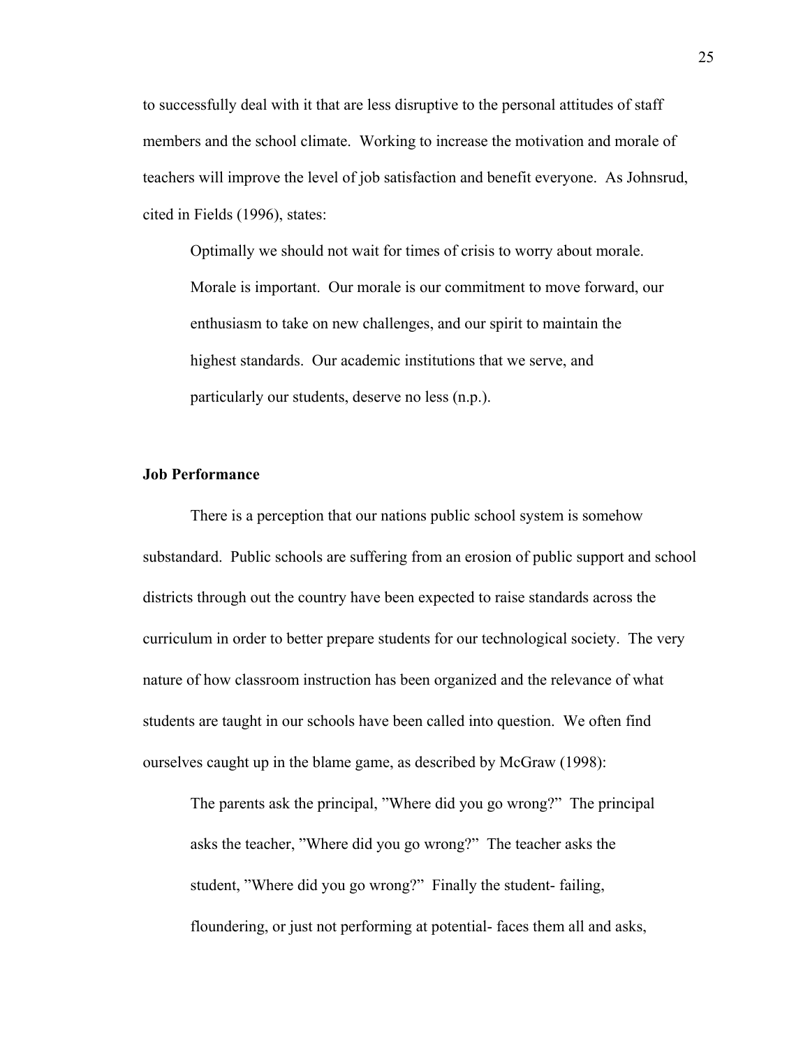to successfully deal with it that are less disruptive to the personal attitudes of staff members and the school climate. Working to increase the motivation and morale of teachers will improve the level of job satisfaction and benefit everyone. As Johnsrud, cited in Fields (1996), states:

> Optimally we should not wait for times of crisis to worry about morale. Morale is important. Our morale is our commitment to move forward, our enthusiasm to take on new challenges, and our spirit to maintain the highest standards. Our academic institutions that we serve, and particularly our students, deserve no less (n.p.).

**Job Performance**

There is a perception that our nations public school system is somehow substandard. Public schools are suffering from an erosion of public support and school districts through out the country have been expected to raise standards across the curriculum in order to better prepare students for our technological society. The very nature of how classroom instruction has been organized and the relevance of what students are taught in our schools have been called into question. We often find ourselves caught up in the blame game, as described by McGraw (1998):

> The parents ask the principal, "Where did you go wrong?" The principal asks the teacher, "Where did you go wrong?" The teacher asks the student, "Where did you go wrong?" Finally the student- failing, floundering, or just not performing at potential- faces them all and asks,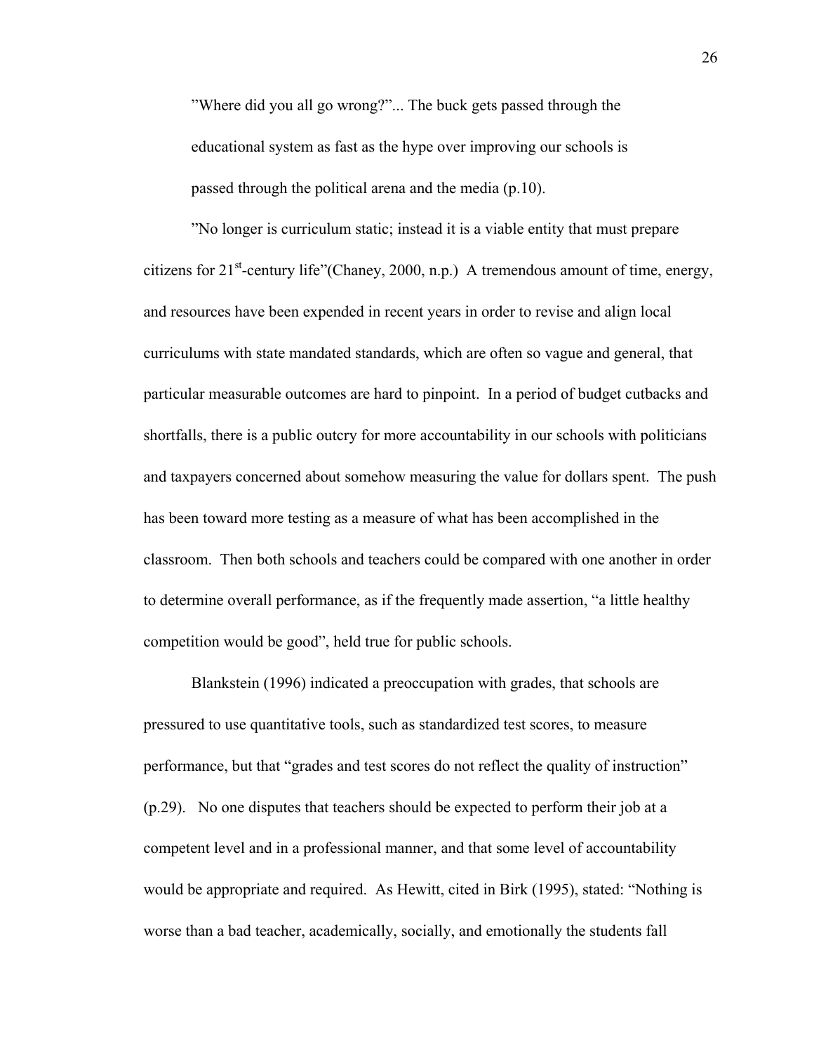> ”Where did you all go wrong?”... The buck gets passed through the educational system as fast as the hype over improving our schools is passed through the political arena and the media (p.10).

”No longer is curriculum static; instead it is a viable entity that must prepare citizens for 21st-century life”(Chaney, 2000, n.p.) A tremendous amount of time, energy, and resources have been expended in recent years in order to revise and align local curriculums with state mandated standards, which are often so vague and general, that particular measurable outcomes are hard to pinpoint. In a period of budget cutbacks and shortfalls, there is a public outcry for more accountability in our schools with politicians and taxpayers concerned about somehow measuring the value for dollars spent. The push has been toward more testing as a measure of what has been accomplished in the classroom. Then both schools and teachers could be compared with one another in order to determine overall performance, as if the frequently made assertion, “a little healthy competition would be good”, held true for public schools.

Blankstein (1996) indicated a preoccupation with grades, that schools are pressured to use quantitative tools, such as standardized test scores, to measure performance, but that “grades and test scores do not reflect the quality of instruction” (p.29). No one disputes that teachers should be expected to perform their job at a competent level and in a professional manner, and that some level of accountability would be appropriate and required. As Hewitt, cited in Birk (1995), stated: “Nothing is worse than a bad teacher, academically, socially, and emotionally the students fall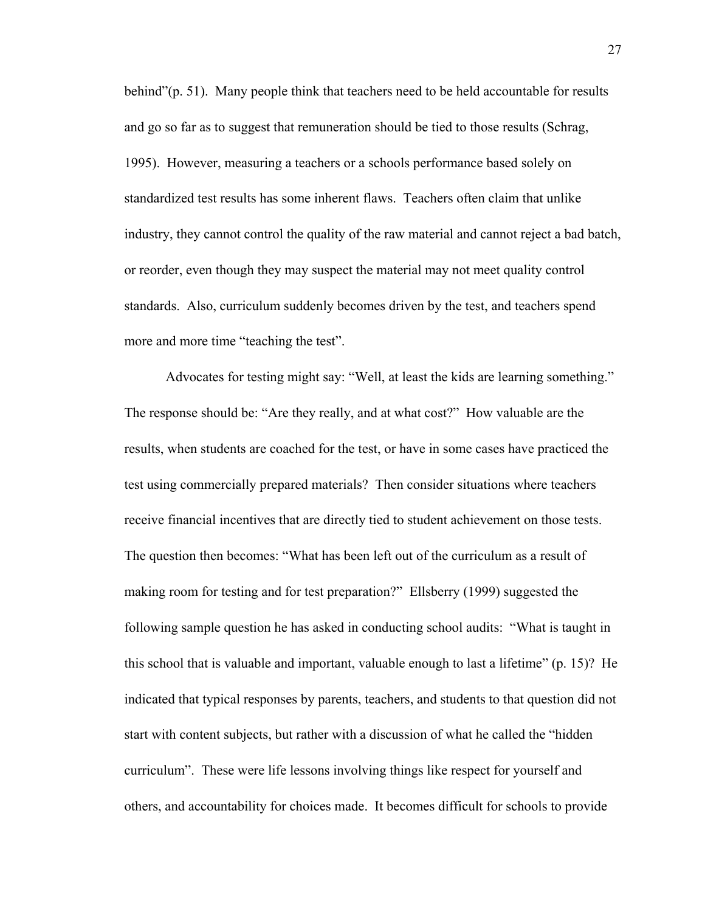behind"(p. 51). Many people think that teachers need to be held accountable for results and go so far as to suggest that remuneration should be tied to those results (Schrag, 1995). However, measuring a teachers or a schools performance based solely on standardized test results has some inherent flaws. Teachers often claim that unlike industry, they cannot control the quality of the raw material and cannot reject a bad batch, or reorder, even though they may suspect the material may not meet quality control standards. Also, curriculum suddenly becomes driven by the test, and teachers spend more and more time "teaching the test".

Advocates for testing might say: "Well, at least the kids are learning something." The response should be: "Are they really, and at what cost?" How valuable are the results, when students are coached for the test, or have in some cases have practiced the test using commercially prepared materials? Then consider situations where teachers receive financial incentives that are directly tied to student achievement on those tests. The question then becomes: "What has been left out of the curriculum as a result of making room for testing and for test preparation?" Ellsberry (1999) suggested the following sample question he has asked in conducting school audits: "What is taught in this school that is valuable and important, valuable enough to last a lifetime" (p. 15)? He indicated that typical responses by parents, teachers, and students to that question did not start with content subjects, but rather with a discussion of what he called the "hidden curriculum". These were life lessons involving things like respect for yourself and others, and accountability for choices made. It becomes difficult for schools to provide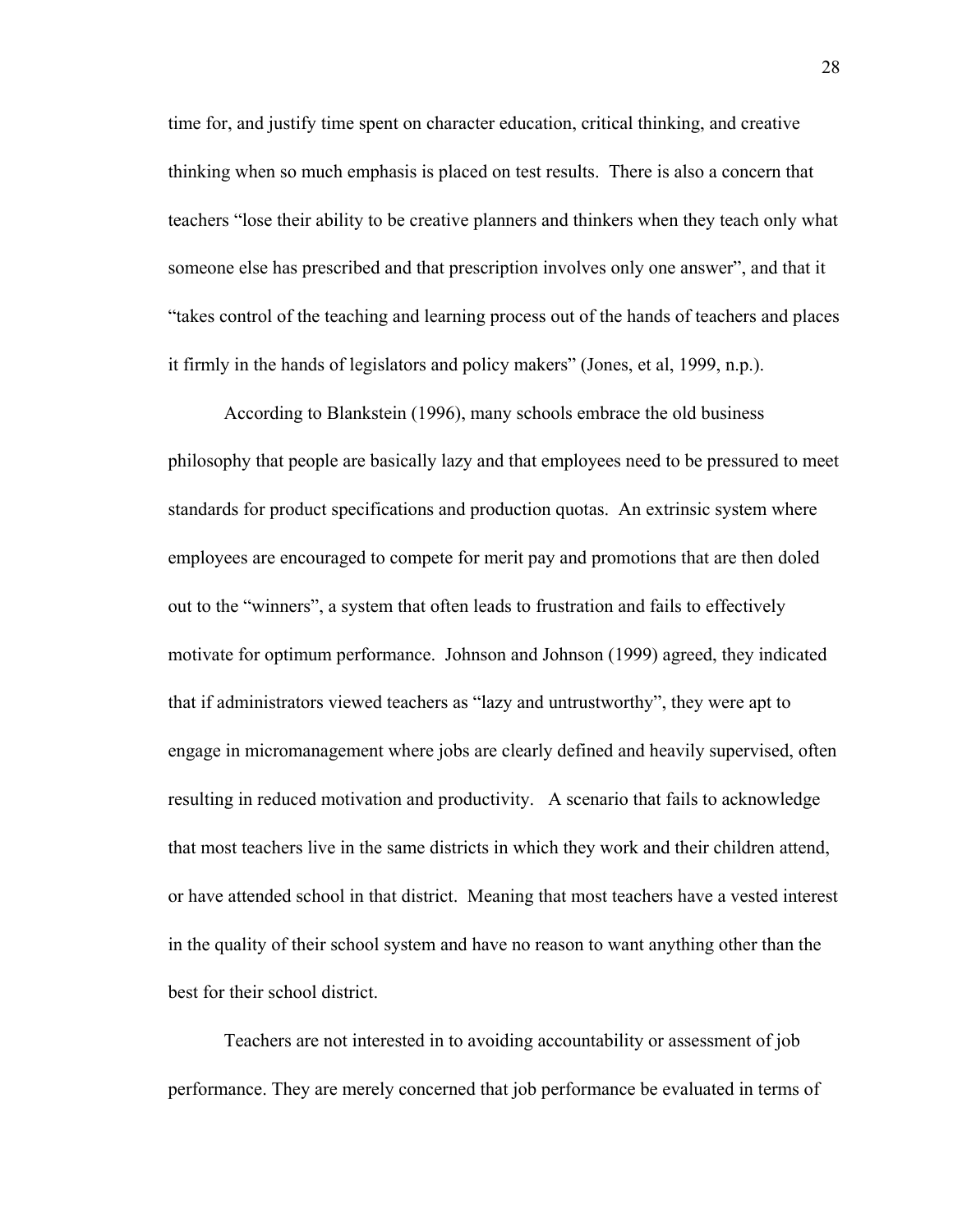time for, and justify time spent on character education, critical thinking, and creative thinking when so much emphasis is placed on test results. There is also a concern that teachers "lose their ability to be creative planners and thinkers when they teach only what someone else has prescribed and that prescription involves only one answer", and that it "takes control of the teaching and learning process out of the hands of teachers and places it firmly in the hands of legislators and policy makers" (Jones, et al, 1999, n.p.).

According to Blankstein (1996), many schools embrace the old business philosophy that people are basically lazy and that employees need to be pressured to meet standards for product specifications and production quotas. An extrinsic system where employees are encouraged to compete for merit pay and promotions that are then doled out to the "winners", a system that often leads to frustration and fails to effectively motivate for optimum performance. Johnson and Johnson (1999) agreed, they indicated that if administrators viewed teachers as "lazy and untrustworthy", they were apt to engage in micromanagement where jobs are clearly defined and heavily supervised, often resulting in reduced motivation and productivity. A scenario that fails to acknowledge that most teachers live in the same districts in which they work and their children attend, or have attended school in that district. Meaning that most teachers have a vested interest in the quality of their school system and have no reason to want anything other than the best for their school district.

Teachers are not interested in to avoiding accountability or assessment of job performance. They are merely concerned that job performance be evaluated in terms of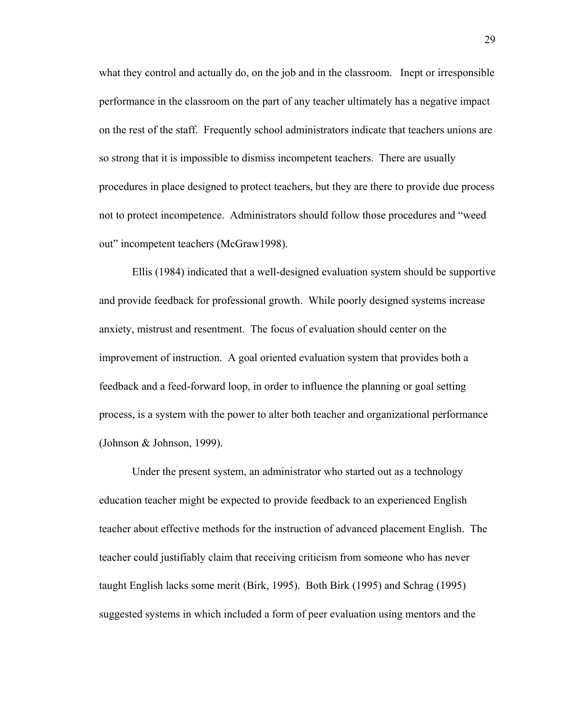what they control and actually do, on the job and in the classroom. Inept or irresponsible performance in the classroom on the part of any teacher ultimately has a negative impact on the rest of the staff. Frequently school administrators indicate that teachers unions are so strong that it is impossible to dismiss incompetent teachers. There are usually procedures in place designed to protect teachers, but they are there to provide due process not to protect incompetence. Administrators should follow those procedures and "weed out" incompetent teachers (McGraw1998).

Ellis (1984) indicated that a well-designed evaluation system should be supportive and provide feedback for professional growth. While poorly designed systems increase anxiety, mistrust and resentment. The focus of evaluation should center on the improvement of instruction. A goal oriented evaluation system that provides both a feedback and a feed-forward loop, in order to influence the planning or goal setting process, is a system with the power to alter both teacher and organizational performance (Johnson & Johnson, 1999).

Under the present system, an administrator who started out as a technology education teacher might be expected to provide feedback to an experienced English teacher about effective methods for the instruction of advanced placement English. The teacher could justifiably claim that receiving criticism from someone who has never taught English lacks some merit (Birk, 1995). Both Birk (1995) and Schrag (1995) suggested systems in which included a form of peer evaluation using mentors and the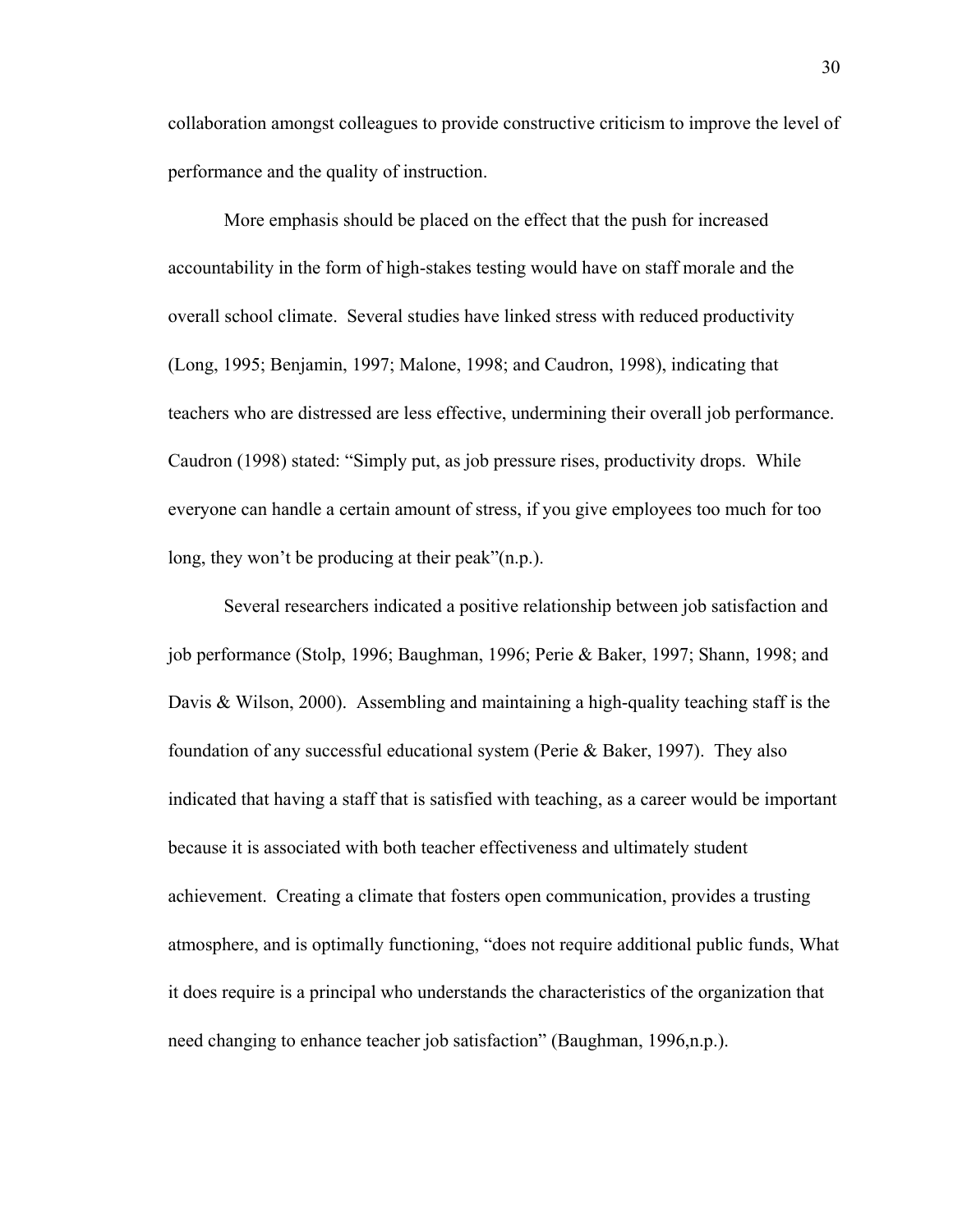collaboration amongst colleagues to provide constructive criticism to improve the level of performance and the quality of instruction.

More emphasis should be placed on the effect that the push for increased accountability in the form of high-stakes testing would have on staff morale and the overall school climate. Several studies have linked stress with reduced productivity (Long, 1995; Benjamin, 1997; Malone, 1998; and Caudron, 1998), indicating that teachers who are distressed are less effective, undermining their overall job performance. Caudron (1998) stated: "Simply put, as job pressure rises, productivity drops. While everyone can handle a certain amount of stress, if you give employees too much for too long, they won't be producing at their peak"(n.p.).

Several researchers indicated a positive relationship between job satisfaction and job performance (Stolp, 1996; Baughman, 1996; Perie & Baker, 1997; Shann, 1998; and Davis & Wilson, 2000). Assembling and maintaining a high-quality teaching staff is the foundation of any successful educational system (Perie & Baker, 1997). They also indicated that having a staff that is satisfied with teaching, as a career would be important because it is associated with both teacher effectiveness and ultimately student achievement. Creating a climate that fosters open communication, provides a trusting atmosphere, and is optimally functioning, "does not require additional public funds, What it does require is a principal who understands the characteristics of the organization that need changing to enhance teacher job satisfaction" (Baughman, 1996,n.p.).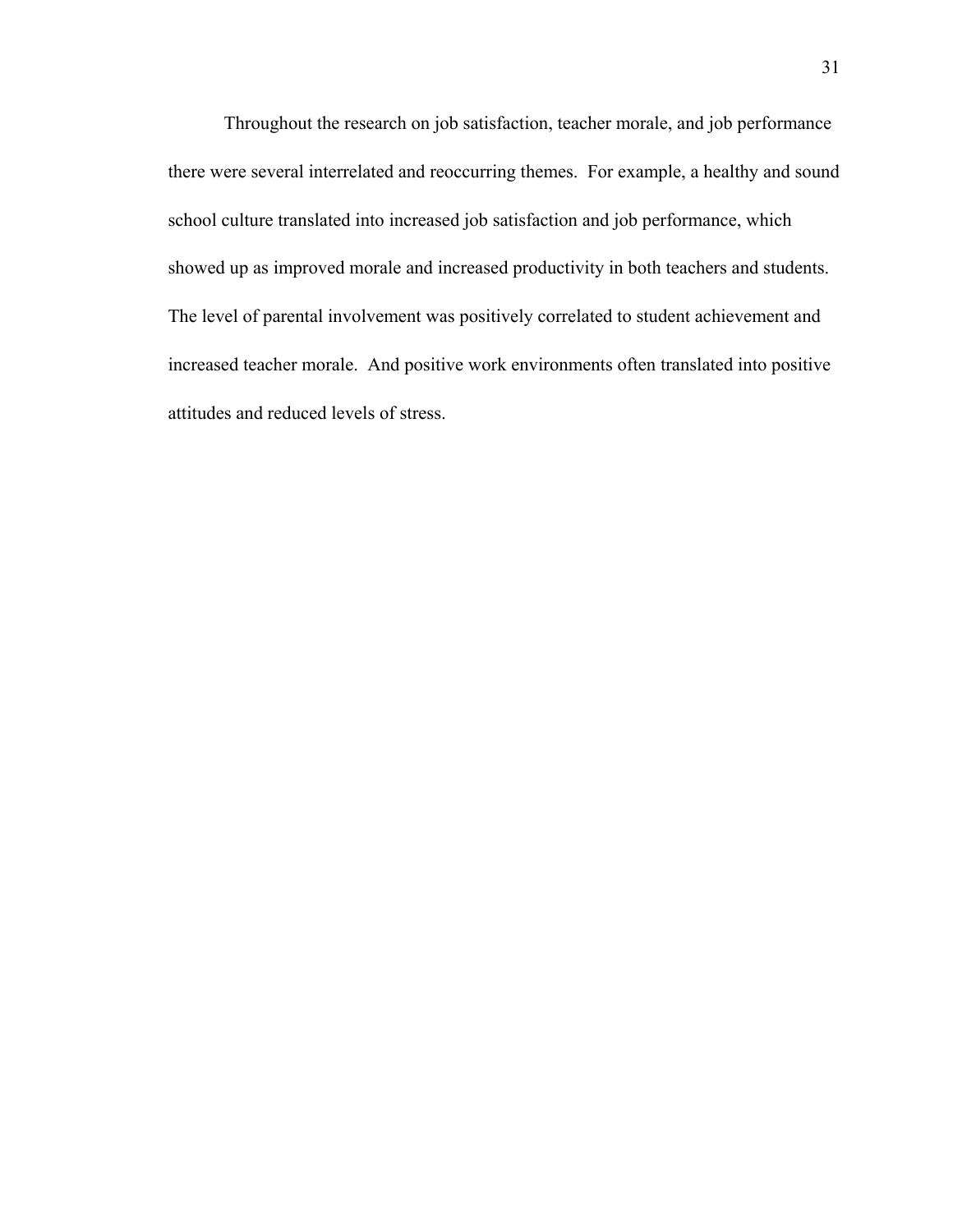Throughout the research on job satisfaction, teacher morale, and job performance there were several interrelated and reoccurring themes.  For example, a healthy and sound school culture translated into increased job satisfaction and job performance, which showed up as improved morale and increased productivity in both teachers and students. The level of parental involvement was positively correlated to student achievement and increased teacher morale.  And positive work environments often translated into positive attitudes and reduced levels of stress.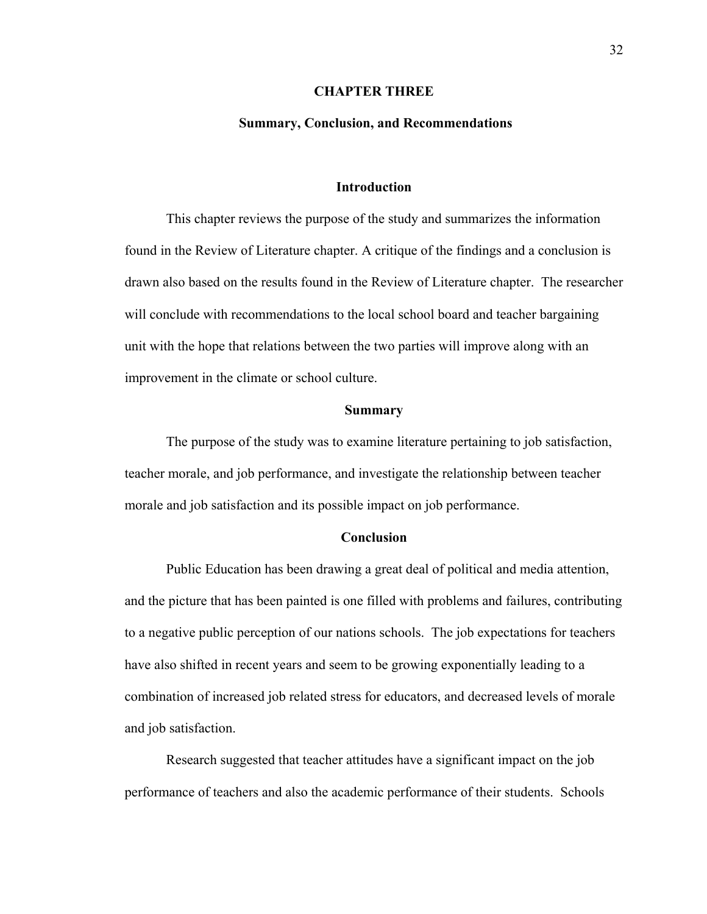# CHAPTER THREE

## Summary, Conclusion, and Recommendations

### Introduction

This chapter reviews the purpose of the study and summarizes the information found in the Review of Literature chapter. A critique of the findings and a conclusion is drawn also based on the results found in the Review of Literature chapter. The researcher will conclude with recommendations to the local school board and teacher bargaining unit with the hope that relations between the two parties will improve along with an improvement in the climate or school culture.

### Summary

The purpose of the study was to examine literature pertaining to job satisfaction, teacher morale, and job performance, and investigate the relationship between teacher morale and job satisfaction and its possible impact on job performance.

### Conclusion

Public Education has been drawing a great deal of political and media attention, and the picture that has been painted is one filled with problems and failures, contributing to a negative public perception of our nations schools. The job expectations for teachers have also shifted in recent years and seem to be growing exponentially leading to a combination of increased job related stress for educators, and decreased levels of morale and job satisfaction.

Research suggested that teacher attitudes have a significant impact on the job performance of teachers and also the academic performance of their students. Schools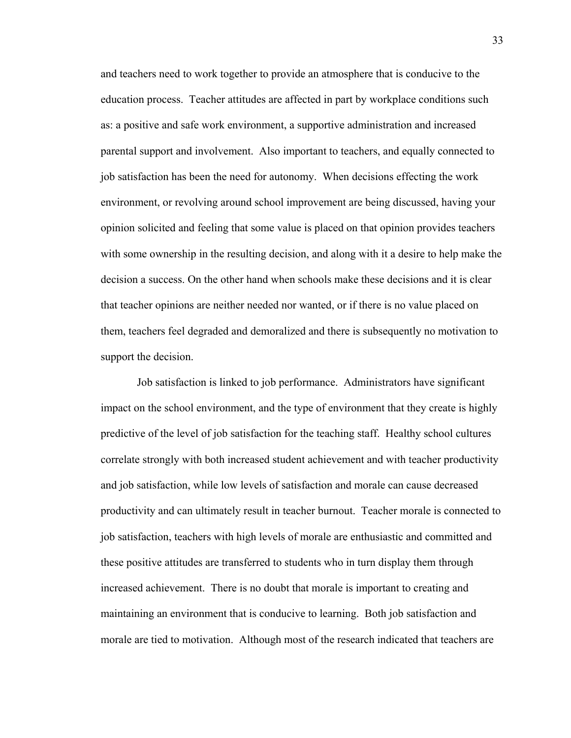and teachers need to work together to provide an atmosphere that is conducive to the education process. Teacher attitudes are affected in part by workplace conditions such as: a positive and safe work environment, a supportive administration and increased parental support and involvement. Also important to teachers, and equally connected to job satisfaction has been the need for autonomy. When decisions effecting the work environment, or revolving around school improvement are being discussed, having your opinion solicited and feeling that some value is placed on that opinion provides teachers with some ownership in the resulting decision, and along with it a desire to help make the decision a success. On the other hand when schools make these decisions and it is clear that teacher opinions are neither needed nor wanted, or if there is no value placed on them, teachers feel degraded and demoralized and there is subsequently no motivation to support the decision.

Job satisfaction is linked to job performance. Administrators have significant impact on the school environment, and the type of environment that they create is highly predictive of the level of job satisfaction for the teaching staff. Healthy school cultures correlate strongly with both increased student achievement and with teacher productivity and job satisfaction, while low levels of satisfaction and morale can cause decreased productivity and can ultimately result in teacher burnout. Teacher morale is connected to job satisfaction, teachers with high levels of morale are enthusiastic and committed and these positive attitudes are transferred to students who in turn display them through increased achievement. There is no doubt that morale is important to creating and maintaining an environment that is conducive to learning. Both job satisfaction and morale are tied to motivation. Although most of the research indicated that teachers are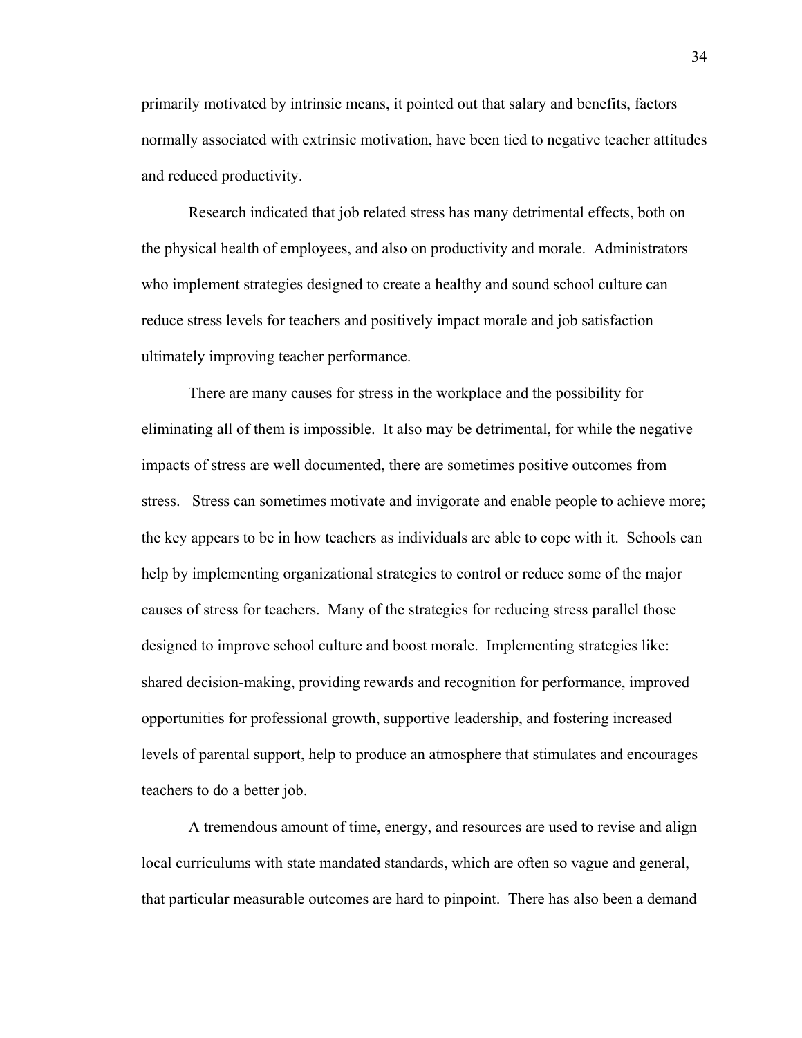primarily motivated by intrinsic means, it pointed out that salary and benefits, factors normally associated with extrinsic motivation, have been tied to negative teacher attitudes and reduced productivity.

Research indicated that job related stress has many detrimental effects, both on the physical health of employees, and also on productivity and morale. Administrators who implement strategies designed to create a healthy and sound school culture can reduce stress levels for teachers and positively impact morale and job satisfaction ultimately improving teacher performance.

There are many causes for stress in the workplace and the possibility for eliminating all of them is impossible. It also may be detrimental, for while the negative impacts of stress are well documented, there are sometimes positive outcomes from stress. Stress can sometimes motivate and invigorate and enable people to achieve more; the key appears to be in how teachers as individuals are able to cope with it. Schools can help by implementing organizational strategies to control or reduce some of the major causes of stress for teachers. Many of the strategies for reducing stress parallel those designed to improve school culture and boost morale. Implementing strategies like: shared decision-making, providing rewards and recognition for performance, improved opportunities for professional growth, supportive leadership, and fostering increased levels of parental support, help to produce an atmosphere that stimulates and encourages teachers to do a better job.

A tremendous amount of time, energy, and resources are used to revise and align local curriculums with state mandated standards, which are often so vague and general, that particular measurable outcomes are hard to pinpoint. There has also been a demand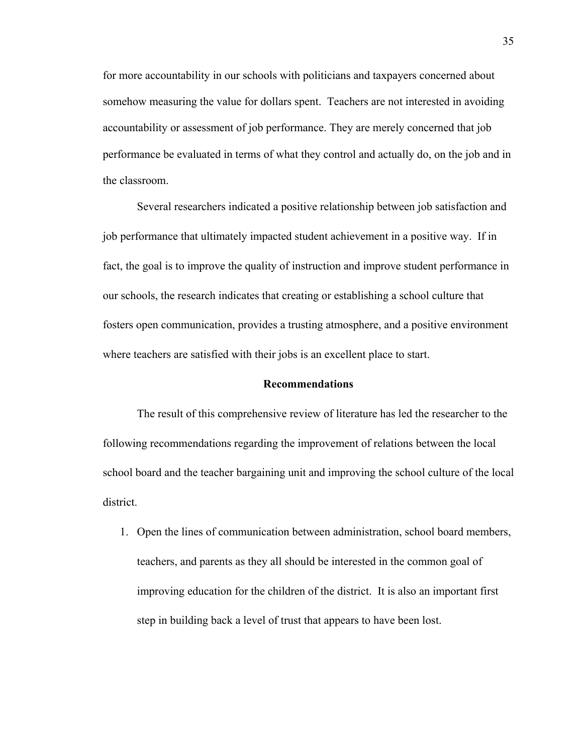for more accountability in our schools with politicians and taxpayers concerned about somehow measuring the value for dollars spent. Teachers are not interested in avoiding accountability or assessment of job performance. They are merely concerned that job performance be evaluated in terms of what they control and actually do, on the job and in the classroom.

Several researchers indicated a positive relationship between job satisfaction and job performance that ultimately impacted student achievement in a positive way. If in fact, the goal is to improve the quality of instruction and improve student performance in our schools, the research indicates that creating or establishing a school culture that fosters open communication, provides a trusting atmosphere, and a positive environment where teachers are satisfied with their jobs is an excellent place to start.

## Recommendations

The result of this comprehensive review of literature has led the researcher to the following recommendations regarding the improvement of relations between the local school board and the teacher bargaining unit and improving the school culture of the local district.

1. Open the lines of communication between administration, school board members, teachers, and parents as they all should be interested in the common goal of improving education for the children of the district. It is also an important first step in building back a level of trust that appears to have been lost.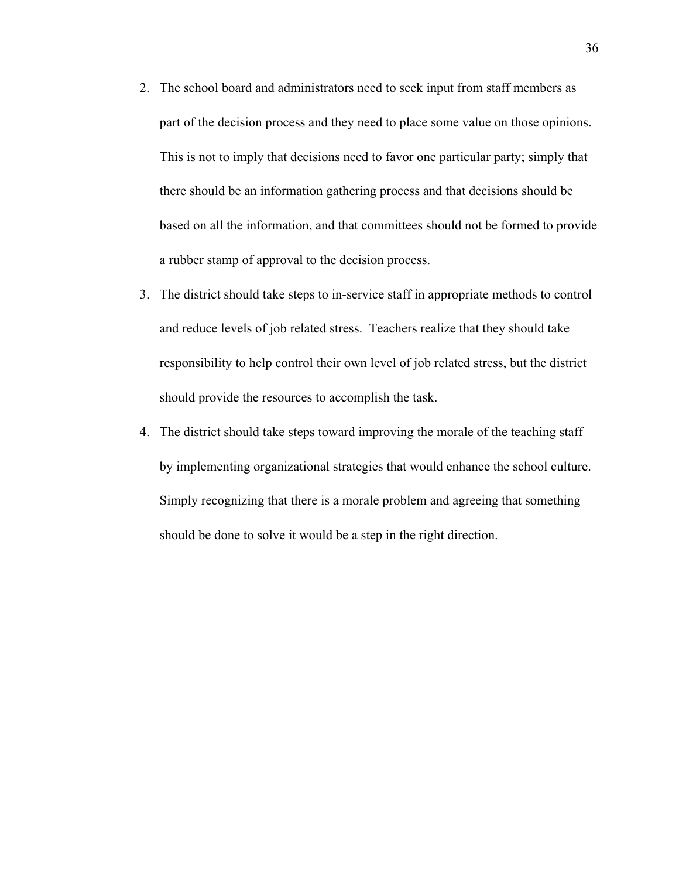2. The school board and administrators need to seek input from staff members as part of the decision process and they need to place some value on those opinions. This is not to imply that decisions need to favor one particular party; simply that there should be an information gathering process and that decisions should be based on all the information, and that committees should not be formed to provide a rubber stamp of approval to the decision process.
3. The district should take steps to in-service staff in appropriate methods to control and reduce levels of job related stress. Teachers realize that they should take responsibility to help control their own level of job related stress, but the district should provide the resources to accomplish the task.
4. The district should take steps toward improving the morale of the teaching staff by implementing organizational strategies that would enhance the school culture. Simply recognizing that there is a morale problem and agreeing that something should be done to solve it would be a step in the right direction.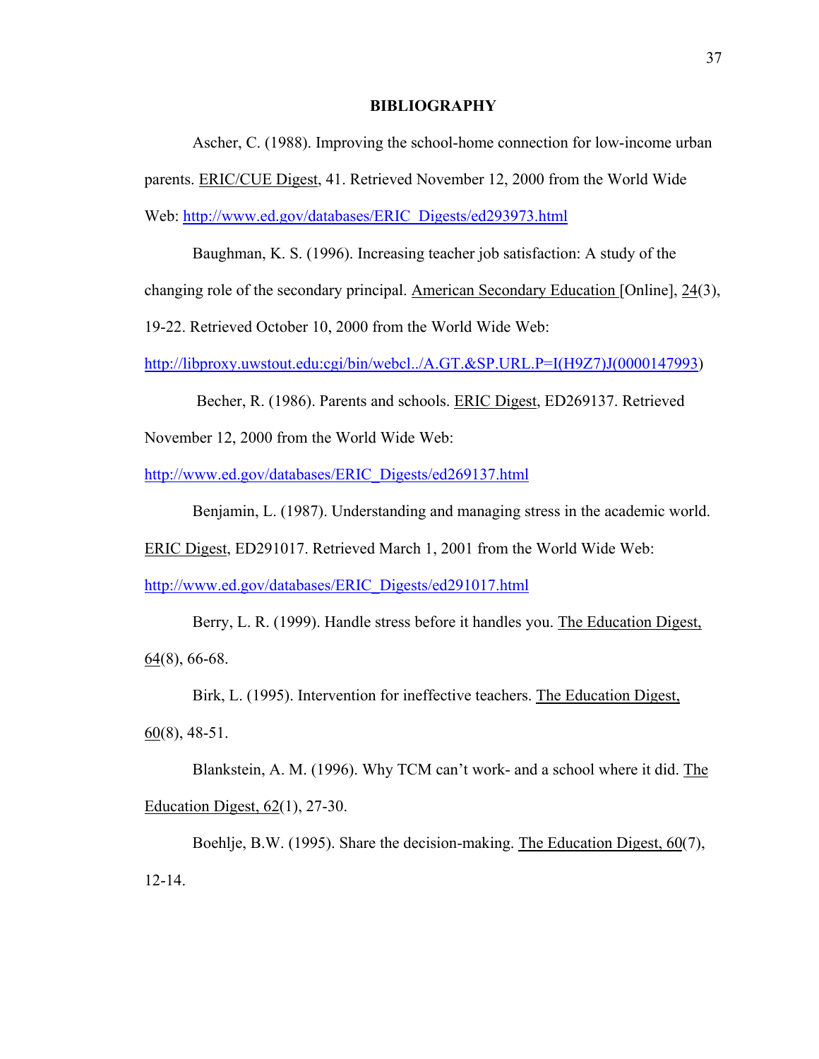# BIBLIOGRAPHY

Ascher, C. (1988). Improving the school-home connection for low-income urban parents. ERIC/CUE Digest, 41. Retrieved November 12, 2000 from the World Wide Web: http://www.ed.gov/databases/ERIC_Digests/ed293973.html

Baughman, K. S. (1996). Increasing teacher job satisfaction: A study of the changing role of the secondary principal. American Secondary Education [Online], 24(3), 19-22. Retrieved October 10, 2000 from the World Wide Web: http://libproxy.uwstout.edu:cgi/bin/webcl../A.GT.&SP.URL.P=I(H9Z7)J(0000147993)

Becher, R. (1986). Parents and schools. ERIC Digest, ED269137. Retrieved November 12, 2000 from the World Wide Web: http://www.ed.gov/databases/ERIC_Digests/ed269137.html

Benjamin, L. (1987). Understanding and managing stress in the academic world. ERIC Digest, ED291017. Retrieved March 1, 2001 from the World Wide Web: http://www.ed.gov/databases/ERIC_Digests/ed291017.html

Berry, L. R. (1999). Handle stress before it handles you. The Education Digest, 64(8), 66-68.

Birk, L. (1995). Intervention for ineffective teachers. The Education Digest, 60(8), 48-51.

Blankstein, A. M. (1996). Why TCM can't work- and a school where it did. The Education Digest, 62(1), 27-30.

Boehlje, B.W. (1995). Share the decision-making. The Education Digest, 60(7), 12-14.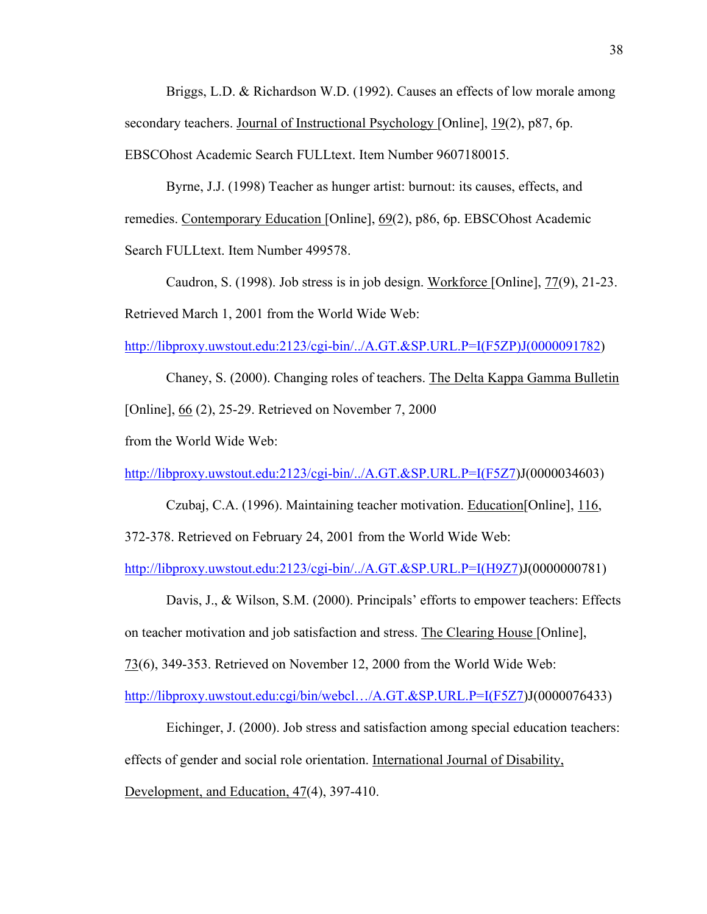Briggs, L.D. & Richardson W.D. (1992). Causes an effects of low morale among secondary teachers. Journal of Instructional Psychology [Online], 19(2), p87, 6p. EBSCOhost Academic Search FULLtext. Item Number 9607180015.

Byrne, J.J. (1998) Teacher as hunger artist: burnout: its causes, effects, and remedies. Contemporary Education [Online], 69(2), p86, 6p. EBSCOhost Academic Search FULLtext. Item Number 499578.

Caudron, S. (1998). Job stress is in job design. Workforce [Online], 77(9), 21-23. Retrieved March 1, 2001 from the World Wide Web: http://libproxy.uwstout.edu:2123/cgi-bin/../A.GT.&SP.URL.P=I(F5ZP)J(0000091782)

Chaney, S. (2000). Changing roles of teachers. The Delta Kappa Gamma Bulletin [Online], 66 (2), 25-29. Retrieved on November 7, 2000 from the World Wide Web: http://libproxy.uwstout.edu:2123/cgi-bin/../A.GT.&SP.URL.P=I(F5Z7)J(0000034603)

Czubaj, C.A. (1996). Maintaining teacher motivation. Education[Online], 116, 372-378. Retrieved on February 24, 2001 from the World Wide Web: http://libproxy.uwstout.edu:2123/cgi-bin/../A.GT.&SP.URL.P=I(H9Z7)J(0000000781)

Davis, J., & Wilson, S.M. (2000). Principals' efforts to empower teachers: Effects on teacher motivation and job satisfaction and stress. The Clearing House [Online], 73(6), 349-353. Retrieved on November 12, 2000 from the World Wide Web: http://libproxy.uwstout.edu:cgi/bin/webcl…/A.GT.&SP.URL.P=I(F5Z7)J(0000076433)

Eichinger, J. (2000). Job stress and satisfaction among special education teachers: effects of gender and social role orientation. International Journal of Disability, Development, and Education, 47(4), 397-410.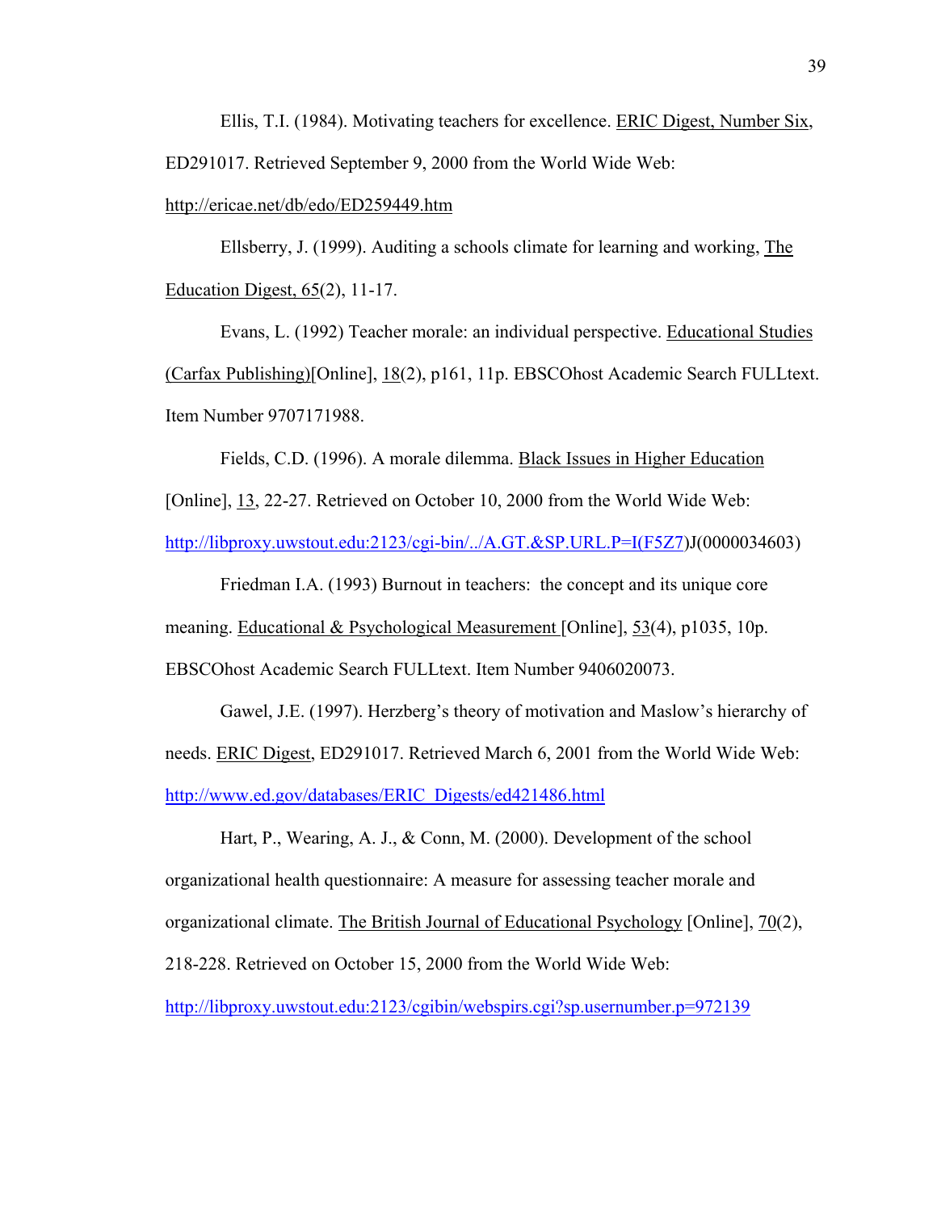Ellis, T.I. (1984). Motivating teachers for excellence. ERIC Digest, Number Six, ED291017. Retrieved September 9, 2000 from the World Wide Web: http://ericae.net/db/edo/ED259449.htm

Ellsberry, J. (1999). Auditing a schools climate for learning and working, The Education Digest, 65(2), 11-17.

Evans, L. (1992) Teacher morale: an individual perspective. Educational Studies (Carfax Publishing)[Online], 18(2), p161, 11p. EBSCOhost Academic Search FULLtext. Item Number 9707171988.

Fields, C.D. (1996). A morale dilemma. Black Issues in Higher Education [Online], 13, 22-27. Retrieved on October 10, 2000 from the World Wide Web: http://libproxy.uwstout.edu:2123/cgi-bin/../A.GT.&SP.URL.P=I(F5Z7)J(0000034603)

Friedman I.A. (1993) Burnout in teachers: the concept and its unique core meaning. Educational & Psychological Measurement [Online], 53(4), p1035, 10p. EBSCOhost Academic Search FULLtext. Item Number 9406020073.

Gawel, J.E. (1997). Herzberg's theory of motivation and Maslow's hierarchy of needs. ERIC Digest, ED291017. Retrieved March 6, 2001 from the World Wide Web: http://www.ed.gov/databases/ERIC_Digests/ed421486.html

Hart, P., Wearing, A. J., & Conn, M. (2000). Development of the school organizational health questionnaire: A measure for assessing teacher morale and organizational climate. The British Journal of Educational Psychology [Online], 70(2), 218-228. Retrieved on October 15, 2000 from the World Wide Web: http://libproxy.uwstout.edu:2123/cgibin/webspirs.cgi?sp.usernumber.p=972139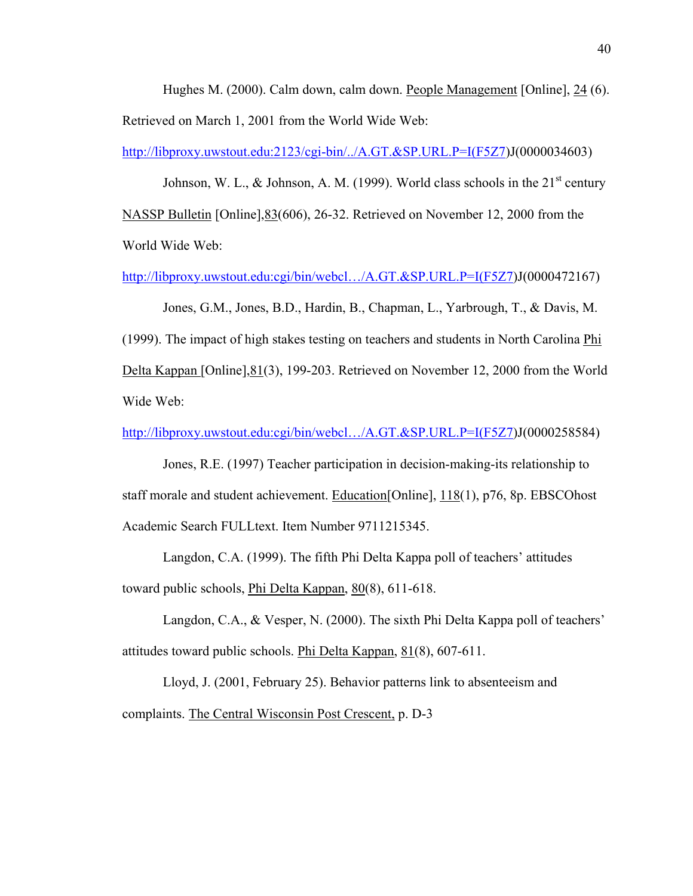Hughes M. (2000). Calm down, calm down. People Management [Online], 24 (6). Retrieved on March 1, 2001 from the World Wide Web: http://libproxy.uwstout.edu:2123/cgi-bin/../A.GT.&SP.URL.P=I(F5Z7)J(0000034603)

Johnson, W. L., & Johnson, A. M. (1999). World class schools in the 21st century NASSP Bulletin [Online],83(606), 26-32. Retrieved on November 12, 2000 from the World Wide Web: http://libproxy.uwstout.edu:cgi/bin/webcl…/A.GT.&SP.URL.P=I(F5Z7)J(0000472167)

Jones, G.M., Jones, B.D., Hardin, B., Chapman, L., Yarbrough, T., & Davis, M. (1999). The impact of high stakes testing on teachers and students in North Carolina Phi Delta Kappan [Online],81(3), 199-203. Retrieved on November 12, 2000 from the World Wide Web: http://libproxy.uwstout.edu:cgi/bin/webcl…/A.GT.&SP.URL.P=I(F5Z7)J(0000258584)

Jones, R.E. (1997) Teacher participation in decision-making-its relationship to staff morale and student achievement. Education[Online], 118(1), p76, 8p. EBSCOhost Academic Search FULLtext. Item Number 9711215345.

Langdon, C.A. (1999). The fifth Phi Delta Kappa poll of teachers' attitudes toward public schools, Phi Delta Kappan, 80(8), 611-618.

Langdon, C.A., & Vesper, N. (2000). The sixth Phi Delta Kappa poll of teachers' attitudes toward public schools. Phi Delta Kappan, 81(8), 607-611.

Lloyd, J. (2001, February 25). Behavior patterns link to absenteeism and complaints. The Central Wisconsin Post Crescent, p. D-3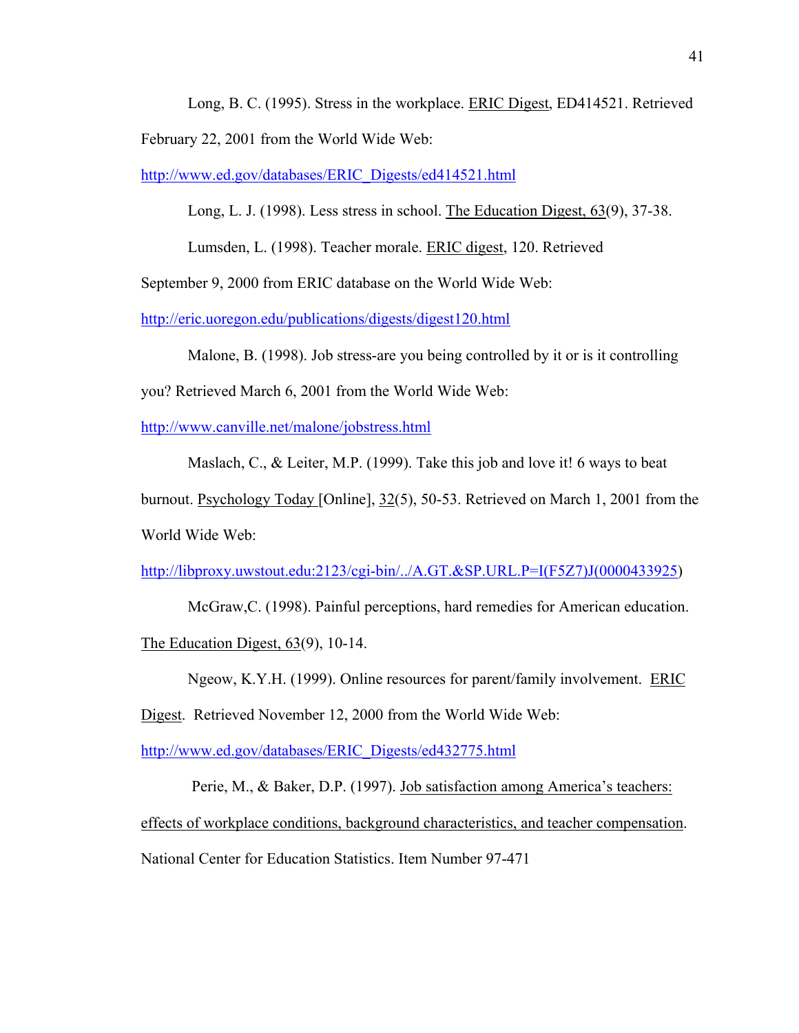Long, B. C. (1995). Stress in the workplace. ERIC Digest, ED414521. Retrieved February 22, 2001 from the World Wide Web: http://www.ed.gov/databases/ERIC_Digests/ed414521.html

Long, L. J. (1998). Less stress in school. The Education Digest, 63(9), 37-38.

Lumsden, L. (1998). Teacher morale. ERIC digest, 120. Retrieved September 9, 2000 from ERIC database on the World Wide Web: http://eric.uoregon.edu/publications/digests/digest120.html

Malone, B. (1998). Job stress-are you being controlled by it or is it controlling you? Retrieved March 6, 2001 from the World Wide Web: http://www.canville.net/malone/jobstress.html

Maslach, C., & Leiter, M.P. (1999). Take this job and love it! 6 ways to beat burnout. Psychology Today [Online], 32(5), 50-53. Retrieved on March 1, 2001 from the World Wide Web: http://libproxy.uwstout.edu:2123/cgi-bin/../A.GT.&SP.URL.P=I(F5Z7)J(0000433925)

McGraw,C. (1998). Painful perceptions, hard remedies for American education. The Education Digest, 63(9), 10-14.

Ngeow, K.Y.H. (1999). Online resources for parent/family involvement. ERIC Digest. Retrieved November 12, 2000 from the World Wide Web: http://www.ed.gov/databases/ERIC_Digests/ed432775.html

Perie, M., & Baker, D.P. (1997). Job satisfaction among America's teachers: effects of workplace conditions, background characteristics, and teacher compensation. National Center for Education Statistics. Item Number 97-471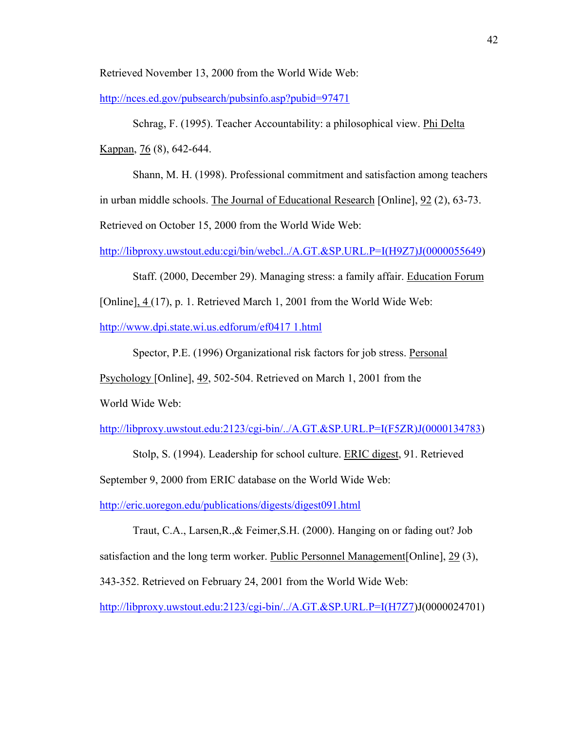Retrieved November 13, 2000 from the World Wide Web: http://nces.ed.gov/pubsearch/pubsinfo.asp?pubid=97471

Schrag, F. (1995). Teacher Accountability: a philosophical view. Phi Delta Kappan, 76 (8), 642-644.

Shann, M. H. (1998). Professional commitment and satisfaction among teachers in urban middle schools. The Journal of Educational Research [Online], 92 (2), 63-73. Retrieved on October 15, 2000 from the World Wide Web: http://libproxy.uwstout.edu:cgi/bin/webcl../A.GT.&SP.URL.P=I(H9Z7)J(0000055649)

Staff. (2000, December 29). Managing stress: a family affair. Education Forum [Online], 4 (17), p. 1. Retrieved March 1, 2001 from the World Wide Web: http://www.dpi.state.wi.us.edforum/ef0417 1.html

Spector, P.E. (1996) Organizational risk factors for job stress. Personal Psychology [Online], 49, 502-504. Retrieved on March 1, 2001 from the World Wide Web: http://libproxy.uwstout.edu:2123/cgi-bin/../A.GT.&SP.URL.P=I(F5ZR)J(0000134783)

Stolp, S. (1994). Leadership for school culture. ERIC digest, 91. Retrieved September 9, 2000 from ERIC database on the World Wide Web: http://eric.uoregon.edu/publications/digests/digest091.html

Traut, C.A., Larsen,R.,& Feimer,S.H. (2000). Hanging on or fading out? Job satisfaction and the long term worker. Public Personnel Management[Online], 29 (3), 343-352. Retrieved on February 24, 2001 from the World Wide Web: http://libproxy.uwstout.edu:2123/cgi-bin/../A.GT.&SP.URL.P=I(H7Z7)J(0000024701)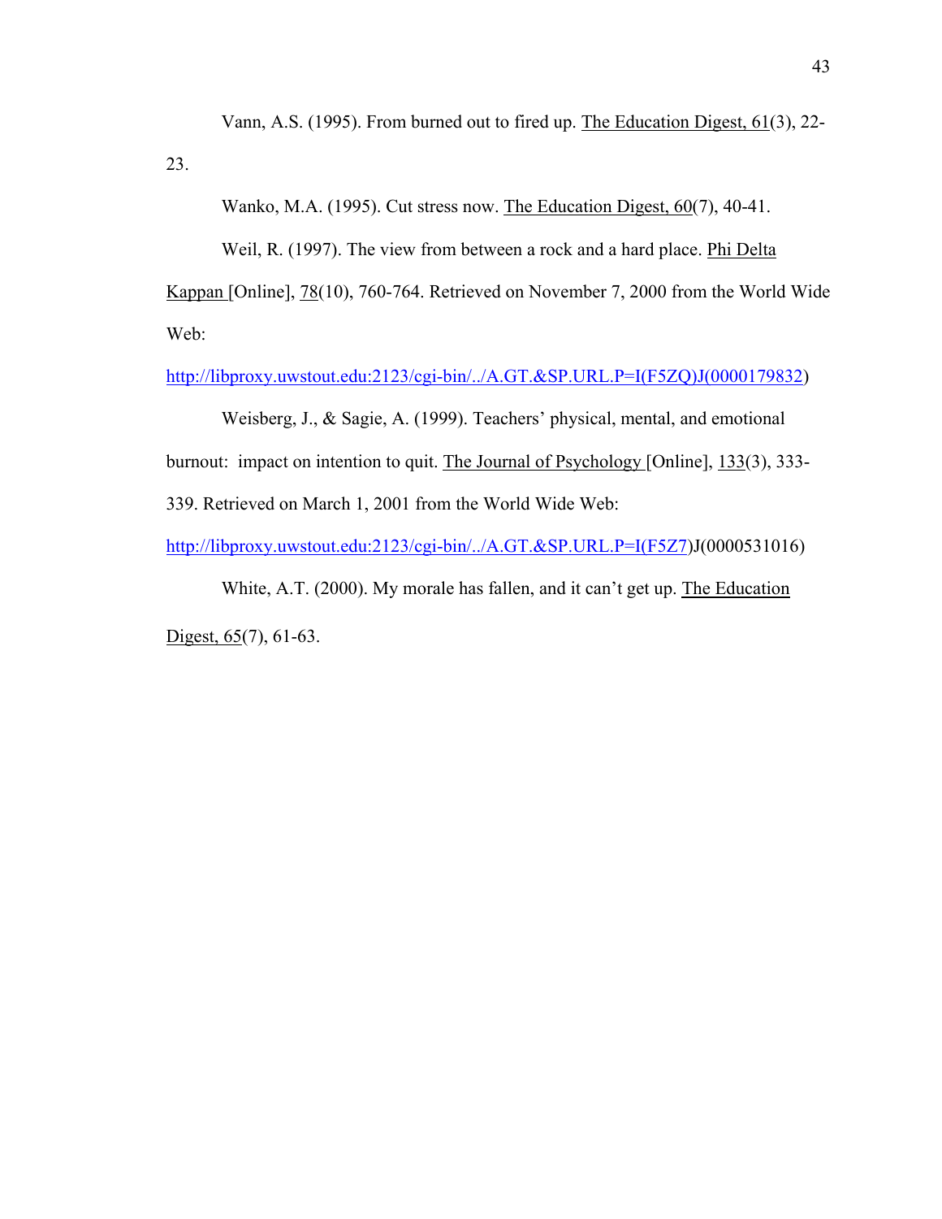Vann, A.S. (1995). From burned out to fired up. The Education Digest, 61(3), 22-23.

Wanko, M.A. (1995). Cut stress now. The Education Digest, 60(7), 40-41.

Weil, R. (1997). The view from between a rock and a hard place. Phi Delta Kappan [Online], 78(10), 760-764. Retrieved on November 7, 2000 from the World Wide Web: http://libproxy.uwstout.edu:2123/cgi-bin/../A.GT.&SP.URL.P=I(F5ZQ)J(0000179832)

Weisberg, J., & Sagie, A. (1999). Teachers' physical, mental, and emotional burnout: impact on intention to quit. The Journal of Psychology [Online], 133(3), 333-339. Retrieved on March 1, 2001 from the World Wide Web: http://libproxy.uwstout.edu:2123/cgi-bin/../A.GT.&SP.URL.P=I(F5Z7)J(0000531016)

White, A.T. (2000). My morale has fallen, and it can't get up. The Education Digest, 65(7), 61-63.